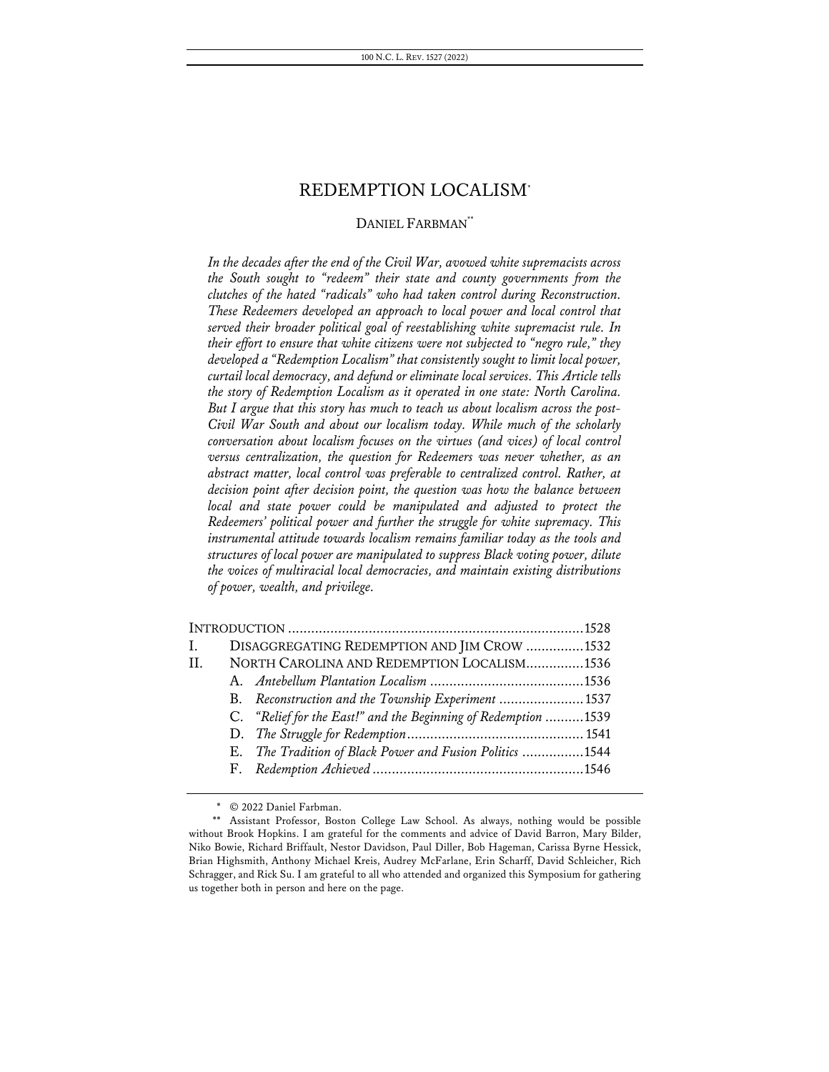# REDEMPTION LOCALISM[*]

DANIEL FARBMAN[**]

*In the decades after the end of the Civil War, avowed white supremacists across the South sought to "redeem" their state and county governments from the clutches of the hated "radicals" who had taken control during Reconstruction. These Redeemers developed an approach to local power and local control that served their broader political goal of reestablishing white supremacist rule. In their effort to ensure that white citizens were not subjected to "negro rule," they developed a "Redemption Localism" that consistently sought to limit local power, curtail local democracy, and defund or eliminate local services. This Article tells the story of Redemption Localism as it operated in one state: North Carolina. But I argue that this story has much to teach us about localism across the post-Civil War South and about our localism today. While much of the scholarly conversation about localism focuses on the virtues (and vices) of local control versus centralization, the question for Redeemers was never whether, as an abstract matter, local control was preferable to centralized control. Rather, at decision point after decision point, the question was how the balance between local and state power could be manipulated and adjusted to protect the Redeemers' political power and further the struggle for white supremacy. This instrumental attitude towards localism remains familiar today as the tools and structures of local power are manipulated to suppress Black voting power, dilute the voices of multiracial local democracies, and maintain existing distributions of power, wealth, and privilege.*

| | | |
|---|---|---|
| INTRODUCTION | | 1528 |
| I. | DISAGGREGATING REDEMPTION AND JIM CROW | 1532 |
| II. | NORTH CAROLINA AND REDEMPTION LOCALISM | 1536 |
| | A. *Antebellum Plantation Localism* | 1536 |
| | B. *Reconstruction and the Township Experiment* | 1537 |
| | C. *"Relief for the East!" and the Beginning of Redemption* | 1539 |
| | D. *The Struggle for Redemption* | 1541 |
| | E. *The Tradition of Black Power and Fusion Politics* | 1544 |
| | F. *Redemption Achieved* | 1546 |

[*] © 2022 Daniel Farbman.

[**] Assistant Professor, Boston College Law School. As always, nothing would be possible without Brook Hopkins. I am grateful for the comments and advice of David Barron, Mary Bilder, Niko Bowie, Richard Briffault, Nestor Davidson, Paul Diller, Bob Hageman, Carissa Byrne Hessick, Brian Highsmith, Anthony Michael Kreis, Audrey McFarlane, Erin Scharff, David Schleicher, Rich Schragger, and Rick Su. I am grateful to all who attended and organized this Symposium for gathering us together both in person and here on the page.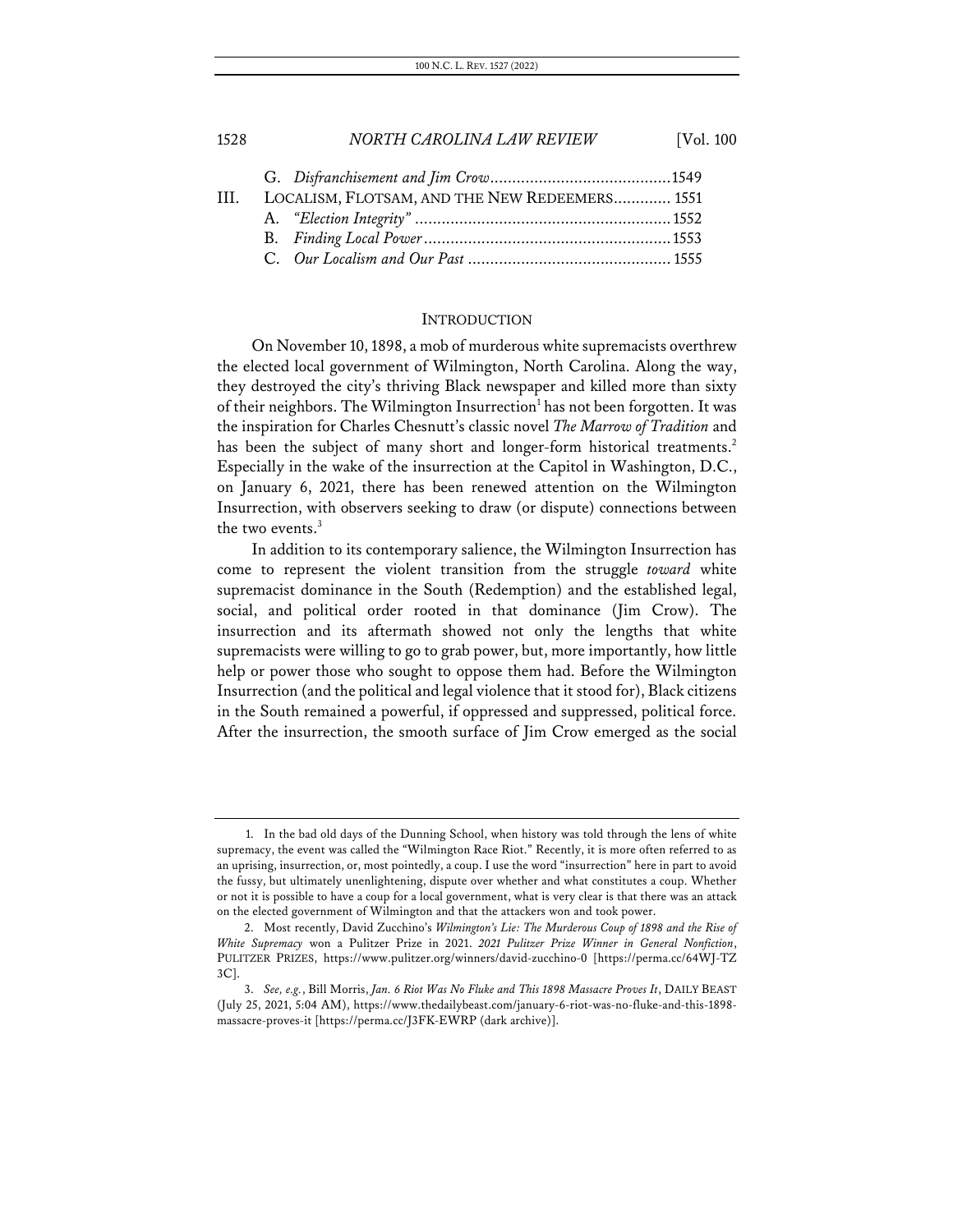G. *Disfranchisement and Jim Crow* ......................................... 1549

III. LOCALISM, FLOTSAM, AND THE NEW REDEEMERS ............ 1551

A. *"Election Integrity"* ......................................................... 1552

B. *Finding Local Power* ...................................................... 1553

C. *Our Localism and Our Past* ............................................. 1555

## INTRODUCTION

On November 10, 1898, a mob of murderous white supremacists overthrew the elected local government of Wilmington, North Carolina. Along the way, they destroyed the city's thriving Black newspaper and killed more than sixty of their neighbors. The Wilmington Insurrection[1] has not been forgotten. It was the inspiration for Charles Chesnutt's classic novel *The Marrow of Tradition* and has been the subject of many short and longer-form historical treatments.[2] Especially in the wake of the insurrection at the Capitol in Washington, D.C., on January 6, 2021, there has been renewed attention on the Wilmington Insurrection, with observers seeking to draw (or dispute) connections between the two events.[3]

In addition to its contemporary salience, the Wilmington Insurrection has come to represent the violent transition from the struggle *toward* white supremacist dominance in the South (Redemption) and the established legal, social, and political order rooted in that dominance (Jim Crow). The insurrection and its aftermath showed not only the lengths that white supremacists were willing to go to grab power, but, more importantly, how little help or power those who sought to oppose them had. Before the Wilmington Insurrection (and the political and legal violence that it stood for), Black citizens in the South remained a powerful, if oppressed and suppressed, political force. After the insurrection, the smooth surface of Jim Crow emerged as the social

---

1. In the bad old days of the Dunning School, when history was told through the lens of white supremacy, the event was called the "Wilmington Race Riot." Recently, it is more often referred to as an uprising, insurrection, or, most pointedly, a coup. I use the word "insurrection" here in part to avoid the fussy, but ultimately unenlightening, dispute over whether and what constitutes a coup. Whether or not it is possible to have a coup for a local government, what is very clear is that there was an attack on the elected government of Wilmington and that the attackers won and took power.

2. Most recently, David Zucchino's *Wilmington's Lie: The Murderous Coup of 1898 and the Rise of White Supremacy* won a Pulitzer Prize in 2021. *2021 Pulitzer Prize Winner in General Nonfiction*, PULITZER PRIZES, https://www.pulitzer.org/winners/david-zucchino-0 [https://perma.cc/64WJ-TZ3C].

3. *See, e.g.*, Bill Morris, *Jan. 6 Riot Was No Fluke and This 1898 Massacre Proves It*, DAILY BEAST (July 25, 2021, 5:04 AM), https://www.thedailybeast.com/january-6-riot-was-no-fluke-and-this-1898-massacre-proves-it [https://perma.cc/J3FK-EWRP (dark archive)].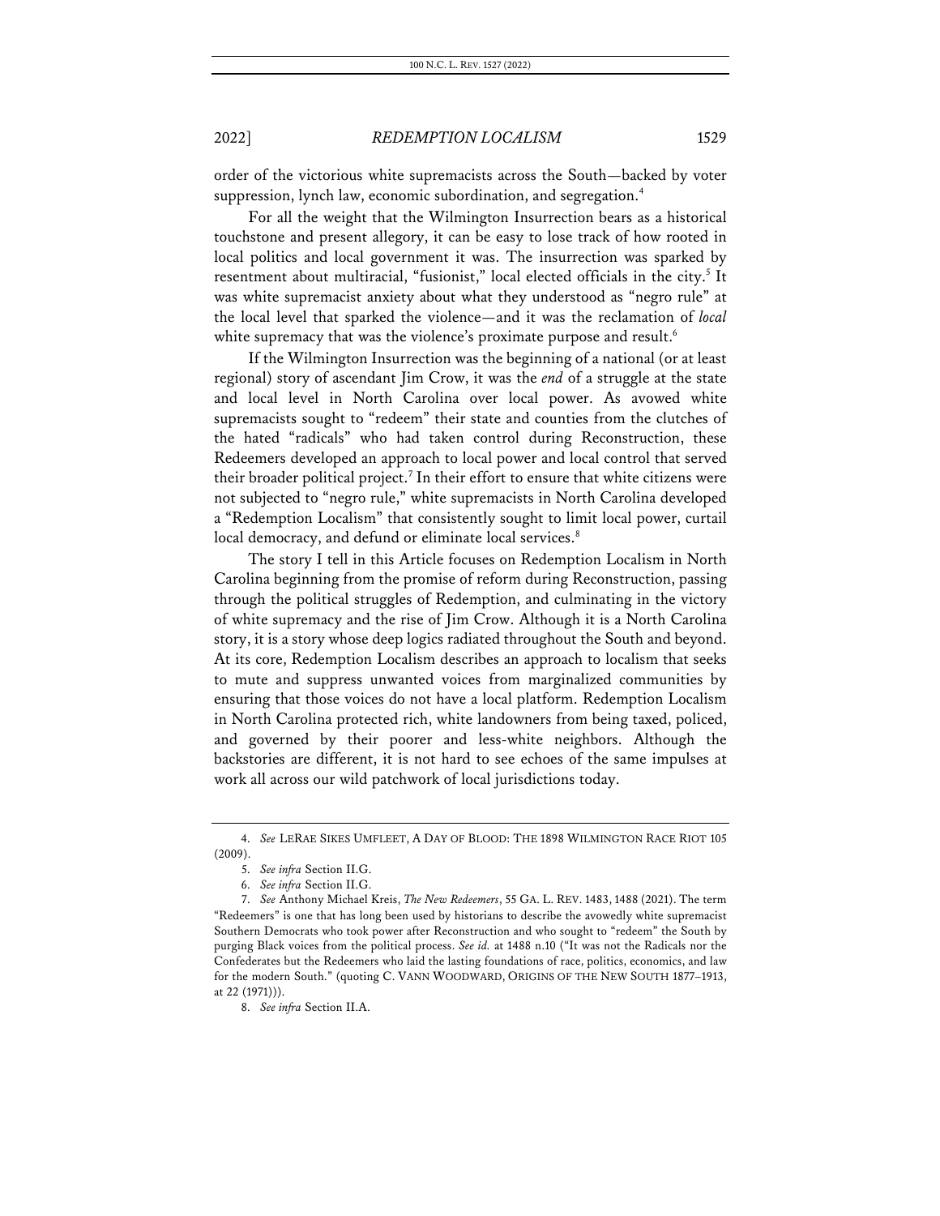order of the victorious white supremacists across the South—backed by voter suppression, lynch law, economic subordination, and segregation.[4]

For all the weight that the Wilmington Insurrection bears as a historical touchstone and present allegory, it can be easy to lose track of how rooted in local politics and local government it was. The insurrection was sparked by resentment about multiracial, "fusionist," local elected officials in the city.[5] It was white supremacist anxiety about what they understood as "negro rule" at the local level that sparked the violence—and it was the reclamation of *local* white supremacy that was the violence's proximate purpose and result.[6]

If the Wilmington Insurrection was the beginning of a national (or at least regional) story of ascendant Jim Crow, it was the *end* of a struggle at the state and local level in North Carolina over local power. As avowed white supremacists sought to "redeem" their state and counties from the clutches of the hated "radicals" who had taken control during Reconstruction, these Redeemers developed an approach to local power and local control that served their broader political project.[7] In their effort to ensure that white citizens were not subjected to "negro rule," white supremacists in North Carolina developed a "Redemption Localism" that consistently sought to limit local power, curtail local democracy, and defund or eliminate local services.[8]

The story I tell in this Article focuses on Redemption Localism in North Carolina beginning from the promise of reform during Reconstruction, passing through the political struggles of Redemption, and culminating in the victory of white supremacy and the rise of Jim Crow. Although it is a North Carolina story, it is a story whose deep logics radiated throughout the South and beyond. At its core, Redemption Localism describes an approach to localism that seeks to mute and suppress unwanted voices from marginalized communities by ensuring that those voices do not have a local platform. Redemption Localism in North Carolina protected rich, white landowners from being taxed, policed, and governed by their poorer and less-white neighbors. Although the backstories are different, it is not hard to see echoes of the same impulses at work all across our wild patchwork of local jurisdictions today.

---

4. *See* LERAE SIKES UMFLEET, A DAY OF BLOOD: THE 1898 WILMINGTON RACE RIOT 105 (2009).

5. *See infra* Section II.G.

6. *See infra* Section II.G.

7. *See* Anthony Michael Kreis, *The New Redeemers*, 55 GA. L. REV. 1483, 1488 (2021). The term "Redeemers" is one that has long been used by historians to describe the avowedly white supremacist Southern Democrats who took power after Reconstruction and who sought to "redeem" the South by purging Black voices from the political process. *See id.* at 1488 n.10 ("It was not the Radicals nor the Confederates but the Redeemers who laid the lasting foundations of race, politics, economics, and law for the modern South." (quoting C. VANN WOODWARD, ORIGINS OF THE NEW SOUTH 1877–1913, at 22 (1971))).

8. *See infra* Section II.A.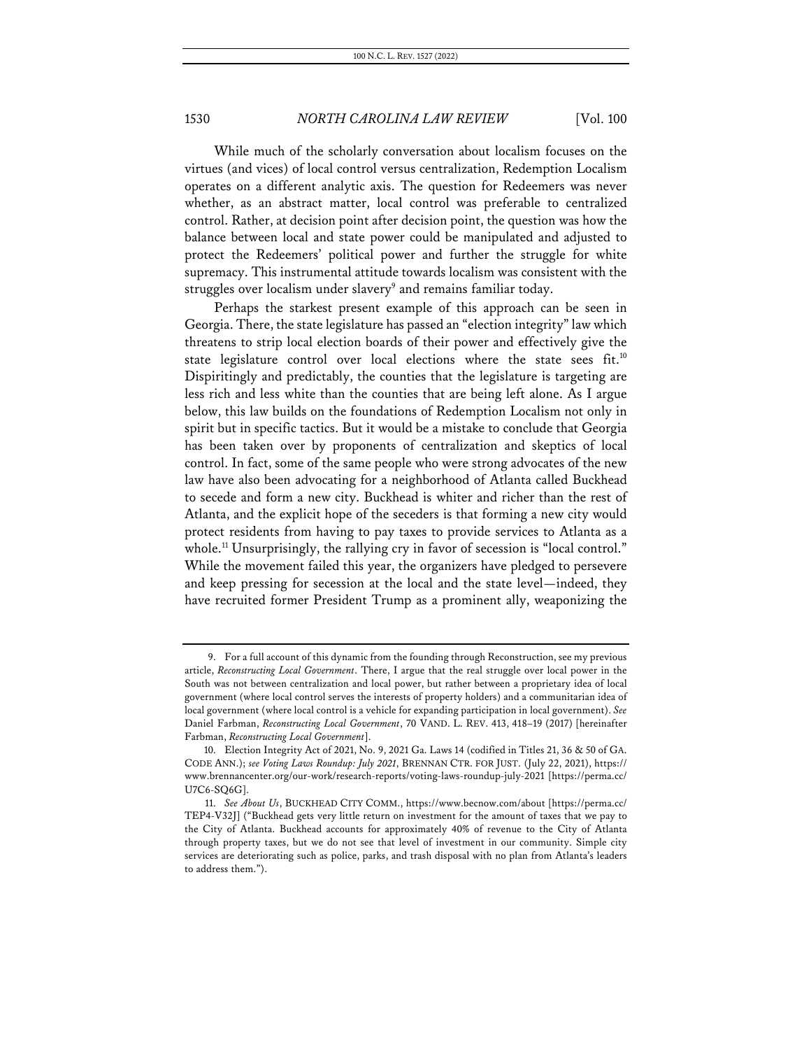While much of the scholarly conversation about localism focuses on the virtues (and vices) of local control versus centralization, Redemption Localism operates on a different analytic axis. The question for Redeemers was never whether, as an abstract matter, local control was preferable to centralized control. Rather, at decision point after decision point, the question was how the balance between local and state power could be manipulated and adjusted to protect the Redeemers' political power and further the struggle for white supremacy. This instrumental attitude towards localism was consistent with the struggles over localism under slavery[9] and remains familiar today.

Perhaps the starkest present example of this approach can be seen in Georgia. There, the state legislature has passed an "election integrity" law which threatens to strip local election boards of their power and effectively give the state legislature control over local elections where the state sees fit.[10] Dispiritingly and predictably, the counties that the legislature is targeting are less rich and less white than the counties that are being left alone. As I argue below, this law builds on the foundations of Redemption Localism not only in spirit but in specific tactics. But it would be a mistake to conclude that Georgia has been taken over by proponents of centralization and skeptics of local control. In fact, some of the same people who were strong advocates of the new law have also been advocating for a neighborhood of Atlanta called Buckhead to secede and form a new city. Buckhead is whiter and richer than the rest of Atlanta, and the explicit hope of the seceders is that forming a new city would protect residents from having to pay taxes to provide services to Atlanta as a whole.[11] Unsurprisingly, the rallying cry in favor of secession is "local control." While the movement failed this year, the organizers have pledged to persevere and keep pressing for secession at the local and the state level—indeed, they have recruited former President Trump as a prominent ally, weaponizing the

---

9. For a full account of this dynamic from the founding through Reconstruction, see my previous article, *Reconstructing Local Government*. There, I argue that the real struggle over local power in the South was not between centralization and local power, but rather between a proprietary idea of local government (where local control serves the interests of property holders) and a communitarian idea of local government (where local control is a vehicle for expanding participation in local government). *See* Daniel Farbman, *Reconstructing Local Government*, 70 VAND. L. REV. 413, 418–19 (2017) [hereinafter Farbman, *Reconstructing Local Government*].

10. Election Integrity Act of 2021, No. 9, 2021 Ga. Laws 14 (codified in Titles 21, 36 & 50 of GA. CODE ANN.); *see Voting Laws Roundup: July 2021*, BRENNAN CTR. FOR JUST. (July 22, 2021), https://www.brennancenter.org/our-work/research-reports/voting-laws-roundup-july-2021 [https://perma.cc/U7C6-SQ6G].

11. *See About Us*, BUCKHEAD CITY COMM., https://www.becnow.com/about [https://perma.cc/TEP4-V32J] ("Buckhead gets very little return on investment for the amount of taxes that we pay to the City of Atlanta. Buckhead accounts for approximately 40% of revenue to the City of Atlanta through property taxes, but we do not see that level of investment in our community. Simple city services are deteriorating such as police, parks, and trash disposal with no plan from Atlanta's leaders to address them.").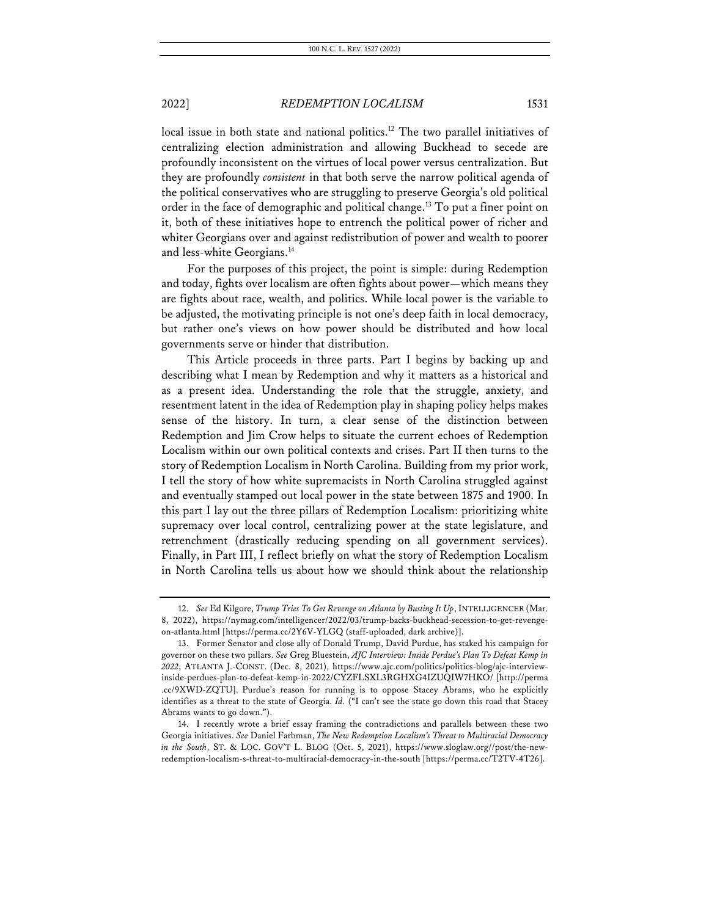local issue in both state and national politics.[12] The two parallel initiatives of centralizing election administration and allowing Buckhead to secede are profoundly inconsistent on the virtues of local power versus centralization. But they are profoundly *consistent* in that both serve the narrow political agenda of the political conservatives who are struggling to preserve Georgia's old political order in the face of demographic and political change.[13] To put a finer point on it, both of these initiatives hope to entrench the political power of richer and whiter Georgians over and against redistribution of power and wealth to poorer and less-white Georgians.[14]

For the purposes of this project, the point is simple: during Redemption and today, fights over localism are often fights about power—which means they are fights about race, wealth, and politics. While local power is the variable to be adjusted, the motivating principle is not one's deep faith in local democracy, but rather one's views on how power should be distributed and how local governments serve or hinder that distribution.

This Article proceeds in three parts. Part I begins by backing up and describing what I mean by Redemption and why it matters as a historical and as a present idea. Understanding the role that the struggle, anxiety, and resentment latent in the idea of Redemption play in shaping policy helps makes sense of the history. In turn, a clear sense of the distinction between Redemption and Jim Crow helps to situate the current echoes of Redemption Localism within our own political contexts and crises. Part II then turns to the story of Redemption Localism in North Carolina. Building from my prior work, I tell the story of how white supremacists in North Carolina struggled against and eventually stamped out local power in the state between 1875 and 1900. In this part I lay out the three pillars of Redemption Localism: prioritizing white supremacy over local control, centralizing power at the state legislature, and retrenchment (drastically reducing spending on all government services). Finally, in Part III, I reflect briefly on what the story of Redemption Localism in North Carolina tells us about how we should think about the relationship

---

12. *See* Ed Kilgore, *Trump Tries To Get Revenge on Atlanta by Busting It Up*, INTELLIGENCER (Mar. 8, 2022), https://nymag.com/intelligencer/2022/03/trump-backs-buckhead-secession-to-get-revenge-on-atlanta.html [https://perma.cc/2Y6V-YLGQ (staff-uploaded, dark archive)].

13. Former Senator and close ally of Donald Trump, David Purdue, has staked his campaign for governor on these two pillars. *See* Greg Bluestein, *AJC Interview: Inside Perdue's Plan To Defeat Kemp in 2022*, ATLANTA J.-CONST. (Dec. 8, 2021), https://www.ajc.com/politics/politics-blog/ajc-interview-inside-perdues-plan-to-defeat-kemp-in-2022/CYZFLSXL3RGHXG4IZUQIW7HKO/ [http://perma.cc/9XWD-ZQTU]. Purdue's reason for running is to oppose Stacey Abrams, who he explicitly identifies as a threat to the state of Georgia. *Id.* ("I can't see the state go down this road that Stacey Abrams wants to go down.").

14. I recently wrote a brief essay framing the contradictions and parallels between these two Georgia initiatives. *See* Daniel Farbman, *The New Redemption Localism's Threat to Multiracial Democracy in the South*, ST. & LOC. GOV'T L. BLOG (Oct. 5, 2021), https://www.sloglaw.org//post/the-new-redemption-localism-s-threat-to-multiracial-democracy-in-the-south [https://perma.cc/T2TV-4T26].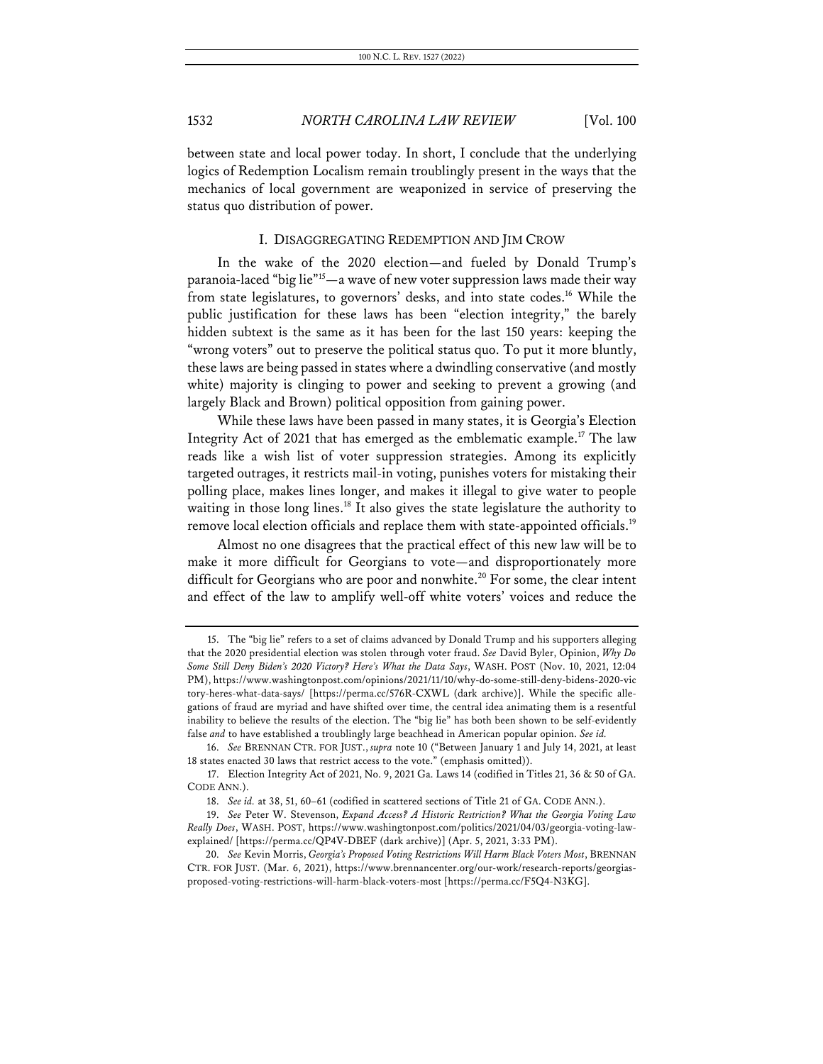between state and local power today. In short, I conclude that the underlying logics of Redemption Localism remain troublingly present in the ways that the mechanics of local government are weaponized in service of preserving the status quo distribution of power.

## I. DISAGGREGATING REDEMPTION AND JIM CROW

In the wake of the 2020 election—and fueled by Donald Trump's paranoia-laced "big lie"[15]—a wave of new voter suppression laws made their way from state legislatures, to governors' desks, and into state codes.[16] While the public justification for these laws has been "election integrity," the barely hidden subtext is the same as it has been for the last 150 years: keeping the "wrong voters" out to preserve the political status quo. To put it more bluntly, these laws are being passed in states where a dwindling conservative (and mostly white) majority is clinging to power and seeking to prevent a growing (and largely Black and Brown) political opposition from gaining power.

While these laws have been passed in many states, it is Georgia's Election Integrity Act of 2021 that has emerged as the emblematic example.[17] The law reads like a wish list of voter suppression strategies. Among its explicitly targeted outrages, it restricts mail-in voting, punishes voters for mistaking their polling place, makes lines longer, and makes it illegal to give water to people waiting in those long lines.[18] It also gives the state legislature the authority to remove local election officials and replace them with state-appointed officials.[19]

Almost no one disagrees that the practical effect of this new law will be to make it more difficult for Georgians to vote—and disproportionately more difficult for Georgians who are poor and nonwhite.[20] For some, the clear intent and effect of the law to amplify well-off white voters' voices and reduce the

---

15. The "big lie" refers to a set of claims advanced by Donald Trump and his supporters alleging that the 2020 presidential election was stolen through voter fraud. *See* David Byler, Opinion, *Why Do Some Still Deny Biden's 2020 Victory? Here's What the Data Says*, WASH. POST (Nov. 10, 2021, 12:04 PM), https://www.washingtonpost.com/opinions/2021/11/10/why-do-some-still-deny-bidens-2020-victory-heres-what-data-says/ [https://perma.cc/576R-CXWL (dark archive)]. While the specific allegations of fraud are myriad and have shifted over time, the central idea animating them is a resentful inability to believe the results of the election. The "big lie" has both been shown to be self-evidently false *and* to have established a troublingly large beachhead in American popular opinion. *See id.*

16. *See* BRENNAN CTR. FOR JUST., *supra* note 10 ("Between January 1 and July 14, 2021, at least 18 states enacted 30 laws that restrict access to the vote." (emphasis omitted)).

17. Election Integrity Act of 2021, No. 9, 2021 Ga. Laws 14 (codified in Titles 21, 36 & 50 of GA. CODE ANN.).

18. *See id.* at 38, 51, 60–61 (codified in scattered sections of Title 21 of GA. CODE ANN.).

19. *See* Peter W. Stevenson, *Expand Access? A Historic Restriction? What the Georgia Voting Law Really Does*, WASH. POST, https://www.washingtonpost.com/politics/2021/04/03/georgia-voting-law-explained/ [https://perma.cc/QP4V-DBEF (dark archive)] (Apr. 5, 2021, 3:33 PM).

20. *See* Kevin Morris, *Georgia's Proposed Voting Restrictions Will Harm Black Voters Most*, BRENNAN CTR. FOR JUST. (Mar. 6, 2021), https://www.brennancenter.org/our-work/research-reports/georgias-proposed-voting-restrictions-will-harm-black-voters-most [https://perma.cc/F5Q4-N3KG].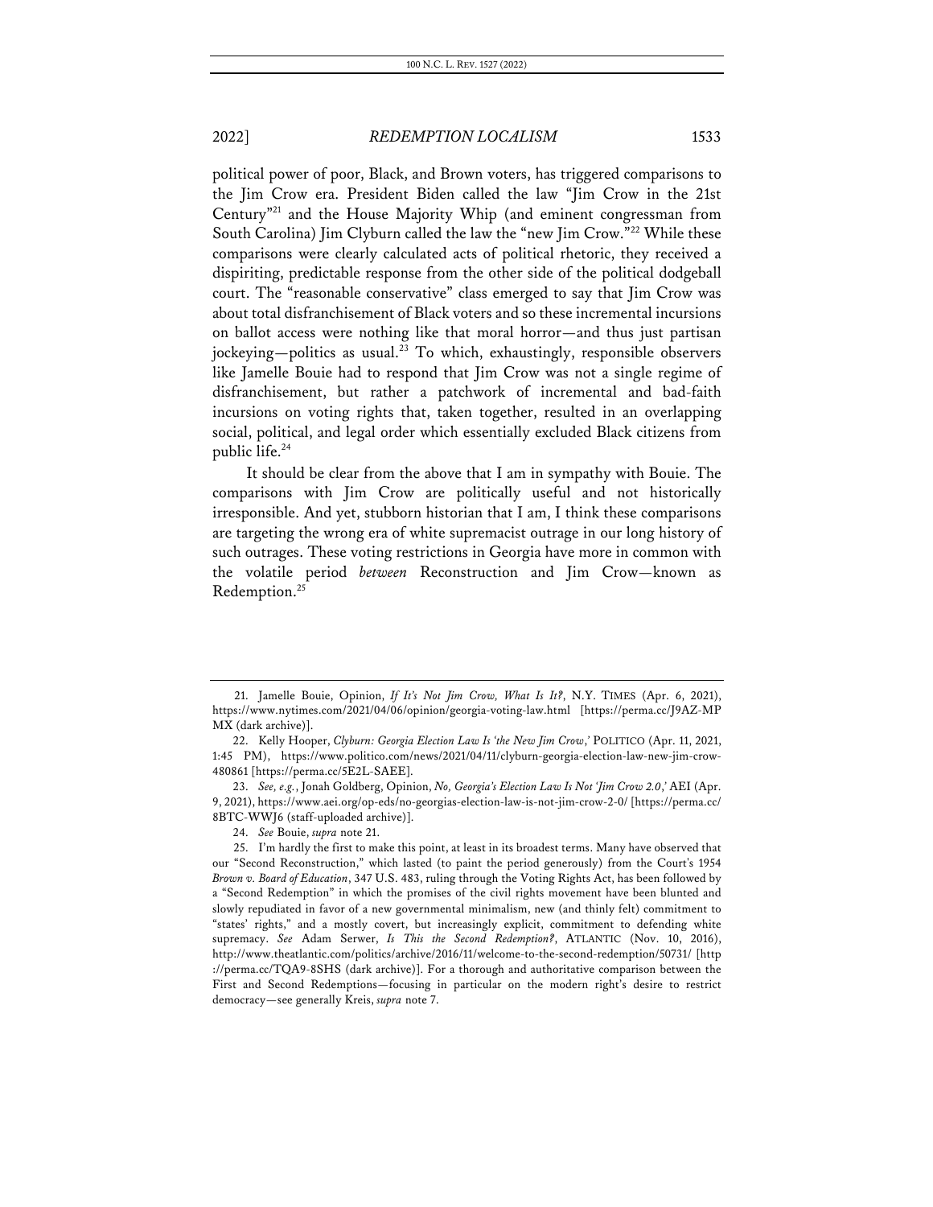political power of poor, Black, and Brown voters, has triggered comparisons to the Jim Crow era. President Biden called the law "Jim Crow in the 21st Century"[21] and the House Majority Whip (and eminent congressman from South Carolina) Jim Clyburn called the law the "new Jim Crow."[22] While these comparisons were clearly calculated acts of political rhetoric, they received a dispiriting, predictable response from the other side of the political dodgeball court. The "reasonable conservative" class emerged to say that Jim Crow was about total disfranchisement of Black voters and so these incremental incursions on ballot access were nothing like that moral horror—and thus just partisan jockeying—politics as usual.[23] To which, exhaustingly, responsible observers like Jamelle Bouie had to respond that Jim Crow was not a single regime of disfranchisement, but rather a patchwork of incremental and bad-faith incursions on voting rights that, taken together, resulted in an overlapping social, political, and legal order which essentially excluded Black citizens from public life.[24]

It should be clear from the above that I am in sympathy with Bouie. The comparisons with Jim Crow are politically useful and not historically irresponsible. And yet, stubborn historian that I am, I think these comparisons are targeting the wrong era of white supremacist outrage in our long history of such outrages. These voting restrictions in Georgia have more in common with the volatile period *between* Reconstruction and Jim Crow—known as Redemption.[25]

---

21. Jamelle Bouie, Opinion, *If It's Not Jim Crow, What Is It?*, N.Y. TIMES (Apr. 6, 2021), https://www.nytimes.com/2021/04/06/opinion/georgia-voting-law.html [https://perma.cc/J9AZ-MPMX (dark archive)].

22. Kelly Hooper, *Clyburn: Georgia Election Law Is 'the New Jim Crow*,*'* POLITICO (Apr. 11, 2021, 1:45 PM), https://www.politico.com/news/2021/04/11/clyburn-georgia-election-law-new-jim-crow-480861 [https://perma.cc/5E2L-SAEE].

23. *See, e.g.*, Jonah Goldberg, Opinion, *No, Georgia's Election Law Is Not 'Jim Crow 2.0*,*'* AEI (Apr. 9, 2021), https://www.aei.org/op-eds/no-georgias-election-law-is-not-jim-crow-2-0/ [https://perma.cc/8BTC-WWJ6 (staff-uploaded archive)].

24. *See* Bouie, *supra* note 21.

25. I'm hardly the first to make this point, at least in its broadest terms. Many have observed that our "Second Reconstruction," which lasted (to paint the period generously) from the Court's 1954 *Brown v. Board of Education*, 347 U.S. 483, ruling through the Voting Rights Act, has been followed by a "Second Redemption" in which the promises of the civil rights movement have been blunted and slowly repudiated in favor of a new governmental minimalism, new (and thinly felt) commitment to "states' rights," and a mostly covert, but increasingly explicit, commitment to defending white supremacy. *See* Adam Serwer, *Is This the Second Redemption?*, ATLANTIC (Nov. 10, 2016), http://www.theatlantic.com/politics/archive/2016/11/welcome-to-the-second-redemption/50731/ [http://perma.cc/TQA9-8SHS (dark archive)]. For a thorough and authoritative comparison between the First and Second Redemptions—focusing in particular on the modern right's desire to restrict democracy—see generally Kreis, *supra* note 7.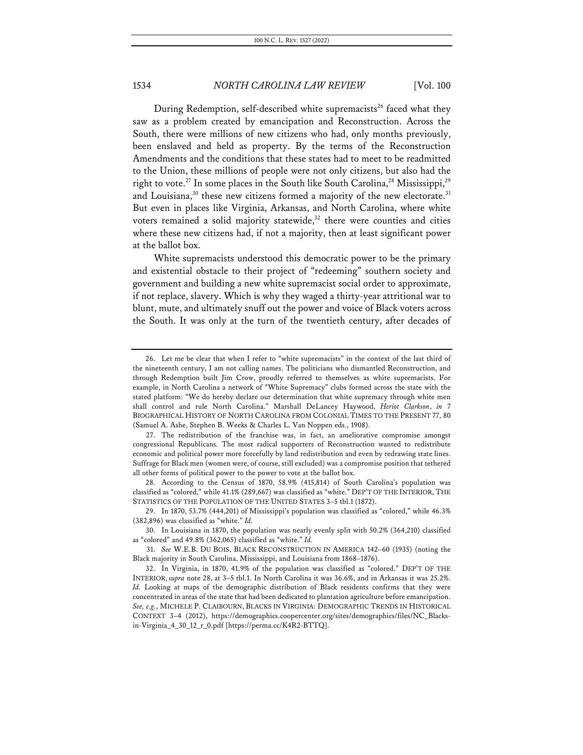During Redemption, self-described white supremacists[26] faced what they saw as a problem created by emancipation and Reconstruction. Across the South, there were millions of new citizens who had, only months previously, been enslaved and held as property. By the terms of the Reconstruction Amendments and the conditions that these states had to meet to be readmitted to the Union, these millions of people were not only citizens, but also had the right to vote.[27] In some places in the South like South Carolina,[28] Mississippi,[29] and Louisiana,[30] these new citizens formed a majority of the new electorate.[31] But even in places like Virginia, Arkansas, and North Carolina, where white voters remained a solid majority statewide,[32] there were counties and cities where these new citizens had, if not a majority, then at least significant power at the ballot box.

White supremacists understood this democratic power to be the primary and existential obstacle to their project of "redeeming" southern society and government and building a new white supremacist social order to approximate, if not replace, slavery. Which is why they waged a thirty-year attritional war to blunt, mute, and ultimately snuff out the power and voice of Black voters across the South. It was only at the turn of the twentieth century, after decades of

---

26. Let me be clear that when I refer to "white supremacists" in the context of the last third of the nineteenth century, I am not calling names. The politicians who dismantled Reconstruction, and through Redemption built Jim Crow, proudly referred to themselves as white supremacists. For example, in North Carolina a network of "White Supremacy" clubs formed across the state with the stated platform: "We do hereby declare our determination that white supremacy through white men shall control and rule North Carolina." Marshall DeLancey Haywood, *Heriot Clarkson*, *in* 7 BIOGRAPHICAL HISTORY OF NORTH CAROLINA FROM COLONIAL TIMES TO THE PRESENT 77, 80 (Samuel A. Ashe, Stephen B. Weeks & Charles L. Van Noppen eds., 1908).

27. The redistribution of the franchise was, in fact, an ameliorative compromise amongst congressional Republicans. The most radical supporters of Reconstruction wanted to redistribute economic and political power more forcefully by land redistribution and even by redrawing state lines. Suffrage for Black men (women were, of course, still excluded) was a compromise position that tethered all other forms of political power to the power to vote at the ballot box.

28. According to the Census of 1870, 58.9% (415,814) of South Carolina's population was classified as "colored," while 41.1% (289,667) was classified as "white." DEP'T OF THE INTERIOR, THE STATISTICS OF THE POPULATION OF THE UNITED STATES 3–5 tbl.1 (1872).

29. In 1870, 53.7% (444,201) of Mississippi's population was classified as "colored," while 46.3% (382,896) was classified as "white." *Id.*

30. In Louisiana in 1870, the population was nearly evenly split with 50.2% (364,210) classified as "colored" and 49.8% (362,065) classified as "white." *Id.*

31. *See* W.E.B. DU BOIS, BLACK RECONSTRUCTION IN AMERICA 142–60 (1935) (noting the Black majority in South Carolina, Mississippi, and Louisiana from 1868–1876).

32. In Virginia, in 1870, 41.9% of the population was classified as "colored." DEP'T OF THE INTERIOR, *supra* note 28, at 3–5 tbl.1. In North Carolina it was 36.6%, and in Arkansas it was 25.2%. *Id.* Looking at maps of the demographic distribution of Black residents confirms that they were concentrated in areas of the state that had been dedicated to plantation agriculture before emancipation. *See, e.g.*, MICHELE P. CLAIBOURN, BLACKS IN VIRGINIA: DEMOGRAPHIC TRENDS IN HISTORICAL CONTEXT 3–4 (2012), https://demographics.coopercenter.org/sites/demographics/files/NC_Blacks-in-Virginia_4_30_12_r_0.pdf [https://perma.cc/K4R2-BTTQ].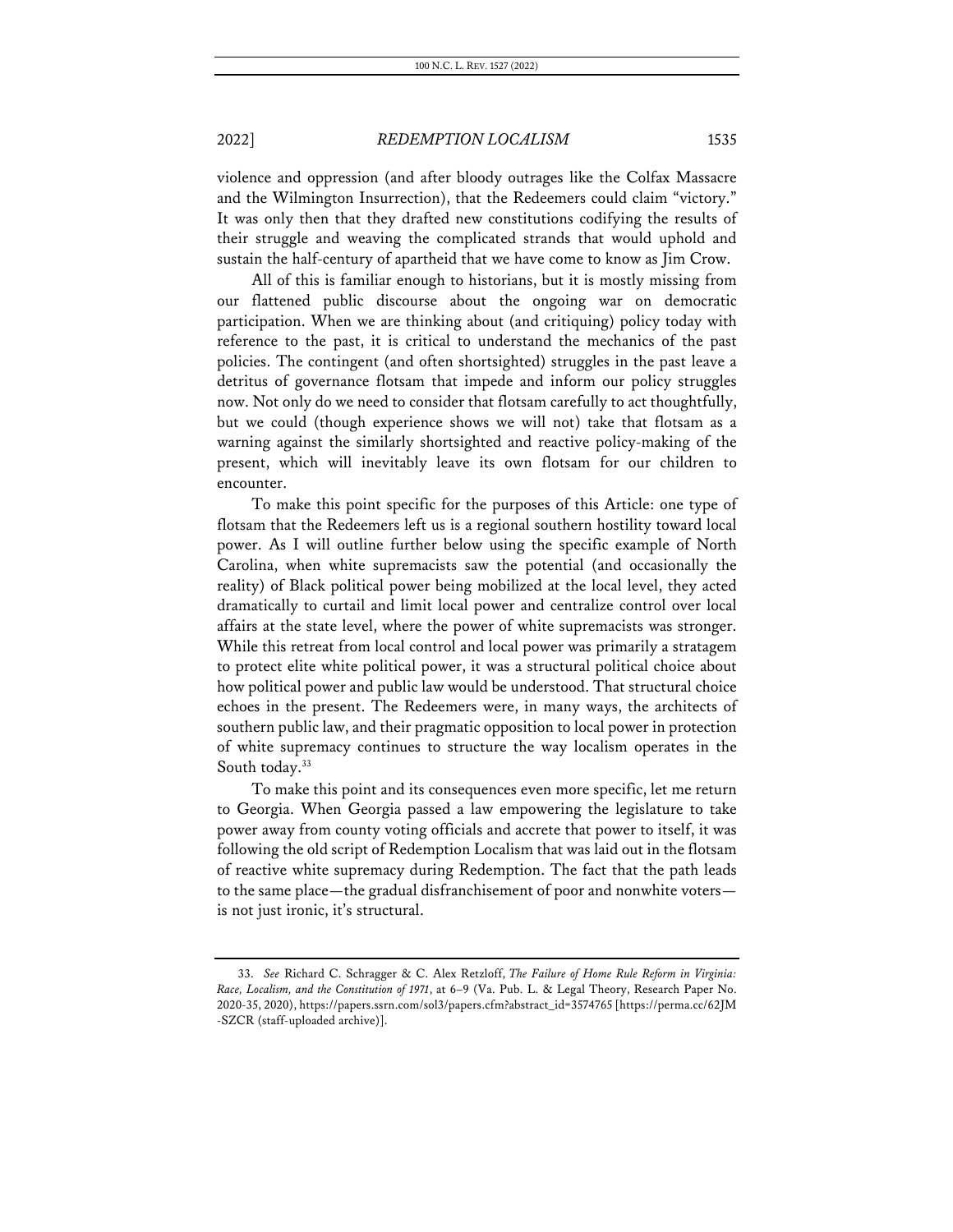violence and oppression (and after bloody outrages like the Colfax Massacre and the Wilmington Insurrection), that the Redeemers could claim "victory." It was only then that they drafted new constitutions codifying the results of their struggle and weaving the complicated strands that would uphold and sustain the half-century of apartheid that we have come to know as Jim Crow.

All of this is familiar enough to historians, but it is mostly missing from our flattened public discourse about the ongoing war on democratic participation. When we are thinking about (and critiquing) policy today with reference to the past, it is critical to understand the mechanics of the past policies. The contingent (and often shortsighted) struggles in the past leave a detritus of governance flotsam that impede and inform our policy struggles now. Not only do we need to consider that flotsam carefully to act thoughtfully, but we could (though experience shows we will not) take that flotsam as a warning against the similarly shortsighted and reactive policy-making of the present, which will inevitably leave its own flotsam for our children to encounter.

To make this point specific for the purposes of this Article: one type of flotsam that the Redeemers left us is a regional southern hostility toward local power. As I will outline further below using the specific example of North Carolina, when white supremacists saw the potential (and occasionally the reality) of Black political power being mobilized at the local level, they acted dramatically to curtail and limit local power and centralize control over local affairs at the state level, where the power of white supremacists was stronger. While this retreat from local control and local power was primarily a stratagem to protect elite white political power, it was a structural political choice about how political power and public law would be understood. That structural choice echoes in the present. The Redeemers were, in many ways, the architects of southern public law, and their pragmatic opposition to local power in protection of white supremacy continues to structure the way localism operates in the South today.[33]

To make this point and its consequences even more specific, let me return to Georgia. When Georgia passed a law empowering the legislature to take power away from county voting officials and accrete that power to itself, it was following the old script of Redemption Localism that was laid out in the flotsam of reactive white supremacy during Redemption. The fact that the path leads to the same place—the gradual disfranchisement of poor and nonwhite voters—is not just ironic, it's structural.

33. *See* Richard C. Schragger & C. Alex Retzloff, *The Failure of Home Rule Reform in Virginia: Race, Localism, and the Constitution of 1971*, at 6–9 (Va. Pub. L. & Legal Theory, Research Paper No. 2020-35, 2020), https://papers.ssrn.com/sol3/papers.cfm?abstract_id=3574765 [https://perma.cc/62JM-SZCR (staff-uploaded archive)].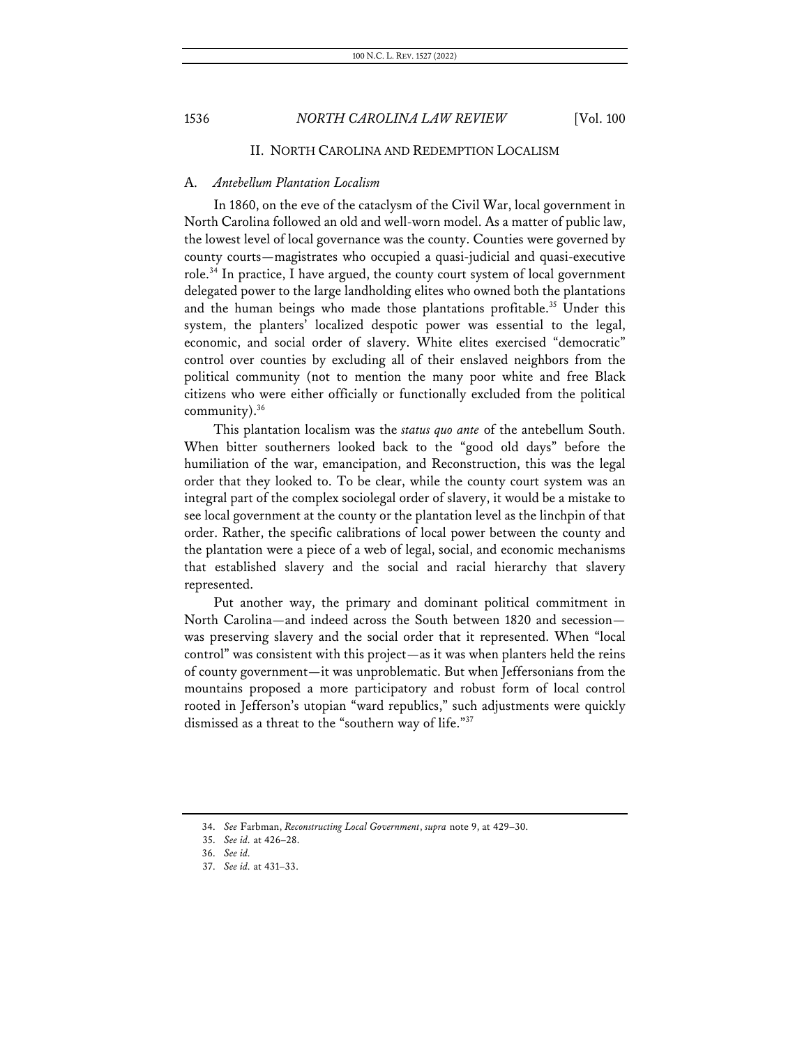## II. NORTH CAROLINA AND REDEMPTION LOCALISM

### A. *Antebellum Plantation Localism*

In 1860, on the eve of the cataclysm of the Civil War, local government in North Carolina followed an old and well-worn model. As a matter of public law, the lowest level of local governance was the county. Counties were governed by county courts—magistrates who occupied a quasi-judicial and quasi-executive role.[34] In practice, I have argued, the county court system of local government delegated power to the large landholding elites who owned both the plantations and the human beings who made those plantations profitable.[35] Under this system, the planters' localized despotic power was essential to the legal, economic, and social order of slavery. White elites exercised "democratic" control over counties by excluding all of their enslaved neighbors from the political community (not to mention the many poor white and free Black citizens who were either officially or functionally excluded from the political community).[36]

This plantation localism was the *status quo ante* of the antebellum South. When bitter southerners looked back to the "good old days" before the humiliation of the war, emancipation, and Reconstruction, this was the legal order that they looked to. To be clear, while the county court system was an integral part of the complex sociolegal order of slavery, it would be a mistake to see local government at the county or the plantation level as the linchpin of that order. Rather, the specific calibrations of local power between the county and the plantation were a piece of a web of legal, social, and economic mechanisms that established slavery and the social and racial hierarchy that slavery represented.

Put another way, the primary and dominant political commitment in North Carolina—and indeed across the South between 1820 and secession—was preserving slavery and the social order that it represented. When "local control" was consistent with this project—as it was when planters held the reins of county government—it was unproblematic. But when Jeffersonians from the mountains proposed a more participatory and robust form of local control rooted in Jefferson's utopian "ward republics," such adjustments were quickly dismissed as a threat to the "southern way of life."[37]

---

34. *See* Farbman, *Reconstructing Local Government*, *supra* note 9, at 429–30.

35. *See id.* at 426–28.

36. *See id.*

37. *See id.* at 431–33.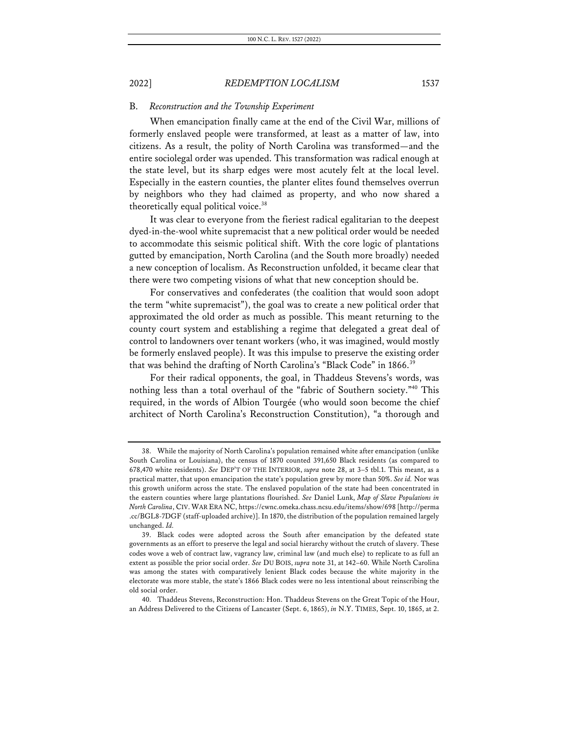## B. *Reconstruction and the Township Experiment*

When emancipation finally came at the end of the Civil War, millions of formerly enslaved people were transformed, at least as a matter of law, into citizens. As a result, the polity of North Carolina was transformed—and the entire sociolegal order was upended. This transformation was radical enough at the state level, but its sharp edges were most acutely felt at the local level. Especially in the eastern counties, the planter elites found themselves overrun by neighbors who they had claimed as property, and who now shared a theoretically equal political voice.[38]

It was clear to everyone from the fieriest radical egalitarian to the deepest dyed-in-the-wool white supremacist that a new political order would be needed to accommodate this seismic political shift. With the core logic of plantations gutted by emancipation, North Carolina (and the South more broadly) needed a new conception of localism. As Reconstruction unfolded, it became clear that there were two competing visions of what that new conception should be.

For conservatives and confederates (the coalition that would soon adopt the term "white supremacist"), the goal was to create a new political order that approximated the old order as much as possible. This meant returning to the county court system and establishing a regime that delegated a great deal of control to landowners over tenant workers (who, it was imagined, would mostly be formerly enslaved people). It was this impulse to preserve the existing order that was behind the drafting of North Carolina's "Black Code" in 1866.[39]

For their radical opponents, the goal, in Thaddeus Stevens's words, was nothing less than a total overhaul of the "fabric of Southern society."[40] This required, in the words of Albion Tourgée (who would soon become the chief architect of North Carolina's Reconstruction Constitution), "a thorough and

---

38. While the majority of North Carolina's population remained white after emancipation (unlike South Carolina or Louisiana), the census of 1870 counted 391,650 Black residents (as compared to 678,470 white residents). *See* DEP'T OF THE INTERIOR, *supra* note 28, at 3–5 tbl.1. This meant, as a practical matter, that upon emancipation the state's population grew by more than 50%. *See id.* Nor was this growth uniform across the state. The enslaved population of the state had been concentrated in the eastern counties where large plantations flourished. *See* Daniel Lunk, *Map of Slave Populations in North Carolina*, CIV. WAR ERA NC, https://cwnc.omeka.chass.ncsu.edu/items/show/698 [http://perma.cc/BGL8-7DGF (staff-uploaded archive)]. In 1870, the distribution of the population remained largely unchanged. *Id.*

39. Black codes were adopted across the South after emancipation by the defeated state governments as an effort to preserve the legal and social hierarchy without the crutch of slavery. These codes wove a web of contract law, vagrancy law, criminal law (and much else) to replicate to as full an extent as possible the prior social order. *See* DU BOIS, *supra* note 31, at 142–60. While North Carolina was among the states with comparatively lenient Black codes because the white majority in the electorate was more stable, the state's 1866 Black codes were no less intentional about reinscribing the old social order.

40. Thaddeus Stevens, Reconstruction: Hon. Thaddeus Stevens on the Great Topic of the Hour, an Address Delivered to the Citizens of Lancaster (Sept. 6, 1865), *in* N.Y. TIMES, Sept. 10, 1865, at 2.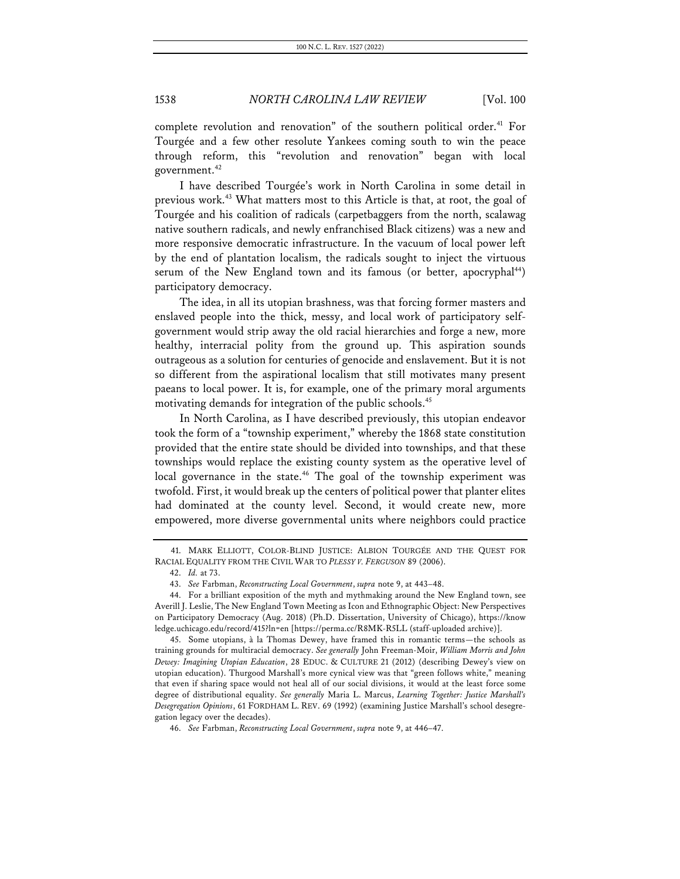complete revolution and renovation" of the southern political order.[41] For Tourgée and a few other resolute Yankees coming south to win the peace through reform, this "revolution and renovation" began with local government.[42]

I have described Tourgée's work in North Carolina in some detail in previous work.[43] What matters most to this Article is that, at root, the goal of Tourgée and his coalition of radicals (carpetbaggers from the north, scalawag native southern radicals, and newly enfranchised Black citizens) was a new and more responsive democratic infrastructure. In the vacuum of local power left by the end of plantation localism, the radicals sought to inject the virtuous serum of the New England town and its famous (or better, apocryphal[44]) participatory democracy.

The idea, in all its utopian brashness, was that forcing former masters and enslaved people into the thick, messy, and local work of participatory self-government would strip away the old racial hierarchies and forge a new, more healthy, interracial polity from the ground up. This aspiration sounds outrageous as a solution for centuries of genocide and enslavement. But it is not so different from the aspirational localism that still motivates many present paeans to local power. It is, for example, one of the primary moral arguments motivating demands for integration of the public schools.[45]

In North Carolina, as I have described previously, this utopian endeavor took the form of a "township experiment," whereby the 1868 state constitution provided that the entire state should be divided into townships, and that these townships would replace the existing county system as the operative level of local governance in the state.[46] The goal of the township experiment was twofold. First, it would break up the centers of political power that planter elites had dominated at the county level. Second, it would create new, more empowered, more diverse governmental units where neighbors could practice

---

41. MARK ELLIOTT, COLOR-BLIND JUSTICE: ALBION TOURGÉE AND THE QUEST FOR RACIAL EQUALITY FROM THE CIVIL WAR TO *PLESSY V. FERGUSON* 89 (2006).

42. *Id.* at 73.

43. *See* Farbman, *Reconstructing Local Government*, *supra* note 9, at 443–48.

44. For a brilliant exposition of the myth and mythmaking around the New England town, see Averill J. Leslie, The New England Town Meeting as Icon and Ethnographic Object: New Perspectives on Participatory Democracy (Aug. 2018) (Ph.D. Dissertation, University of Chicago), https://knowledge.uchicago.edu/record/415?ln=en [https://perma.cc/R8MK-R5LL (staff-uploaded archive)].

45. Some utopians, à la Thomas Dewey, have framed this in romantic terms—the schools as training grounds for multiracial democracy. *See generally* John Freeman-Moir, *William Morris and John Dewey: Imagining Utopian Education*, 28 EDUC. & CULTURE 21 (2012) (describing Dewey's view on utopian education). Thurgood Marshall's more cynical view was that "green follows white," meaning that even if sharing space would not heal all of our social divisions, it would at the least force some degree of distributional equality. *See generally* Maria L. Marcus, *Learning Together: Justice Marshall's Desegregation Opinions*, 61 FORDHAM L. REV. 69 (1992) (examining Justice Marshall's school desegregation legacy over the decades).

46. *See* Farbman, *Reconstructing Local Government*, *supra* note 9, at 446–47.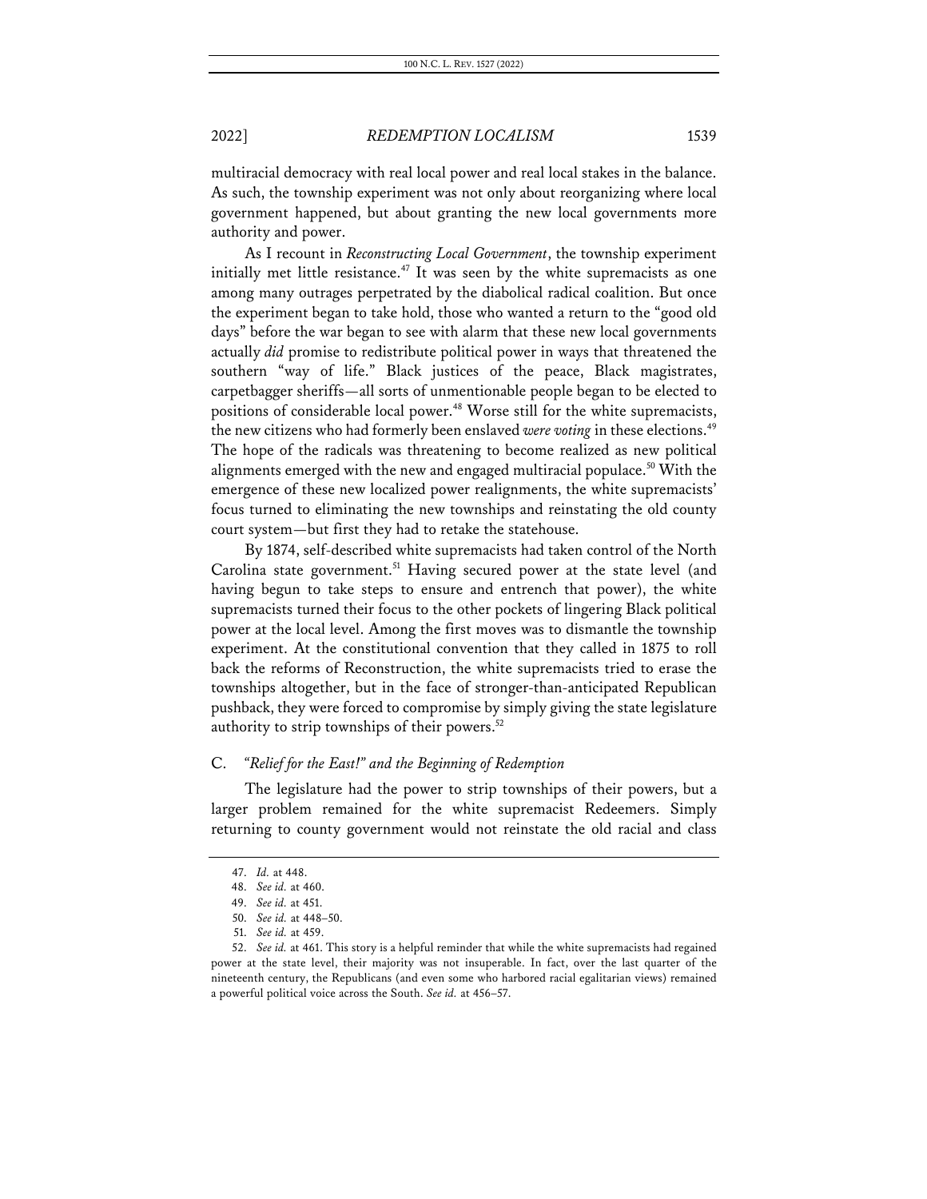multiracial democracy with real local power and real local stakes in the balance. As such, the township experiment was not only about reorganizing where local government happened, but about granting the new local governments more authority and power.

As I recount in *Reconstructing Local Government*, the township experiment initially met little resistance.[47] It was seen by the white supremacists as one among many outrages perpetrated by the diabolical radical coalition. But once the experiment began to take hold, those who wanted a return to the "good old days" before the war began to see with alarm that these new local governments actually *did* promise to redistribute political power in ways that threatened the southern "way of life." Black justices of the peace, Black magistrates, carpetbagger sheriffs—all sorts of unmentionable people began to be elected to positions of considerable local power.[48] Worse still for the white supremacists, the new citizens who had formerly been enslaved *were voting* in these elections.[49] The hope of the radicals was threatening to become realized as new political alignments emerged with the new and engaged multiracial populace.[50] With the emergence of these new localized power realignments, the white supremacists' focus turned to eliminating the new townships and reinstating the old county court system—but first they had to retake the statehouse.

By 1874, self-described white supremacists had taken control of the North Carolina state government.[51] Having secured power at the state level (and having begun to take steps to ensure and entrench that power), the white supremacists turned their focus to the other pockets of lingering Black political power at the local level. Among the first moves was to dismantle the township experiment. At the constitutional convention that they called in 1875 to roll back the reforms of Reconstruction, the white supremacists tried to erase the townships altogether, but in the face of stronger-than-anticipated Republican pushback, they were forced to compromise by simply giving the state legislature authority to strip townships of their powers.[52]

### C. *"Relief for the East!" and the Beginning of Redemption*

The legislature had the power to strip townships of their powers, but a larger problem remained for the white supremacist Redeemers. Simply returning to county government would not reinstate the old racial and class

---

47. *Id.* at 448.

48. *See id.* at 460.

49. *See id.* at 451.

50. *See id.* at 448–50.

51. *See id.* at 459.

52. *See id.* at 461. This story is a helpful reminder that while the white supremacists had regained power at the state level, their majority was not insuperable. In fact, over the last quarter of the nineteenth century, the Republicans (and even some who harbored racial egalitarian views) remained a powerful political voice across the South. *See id.* at 456–57.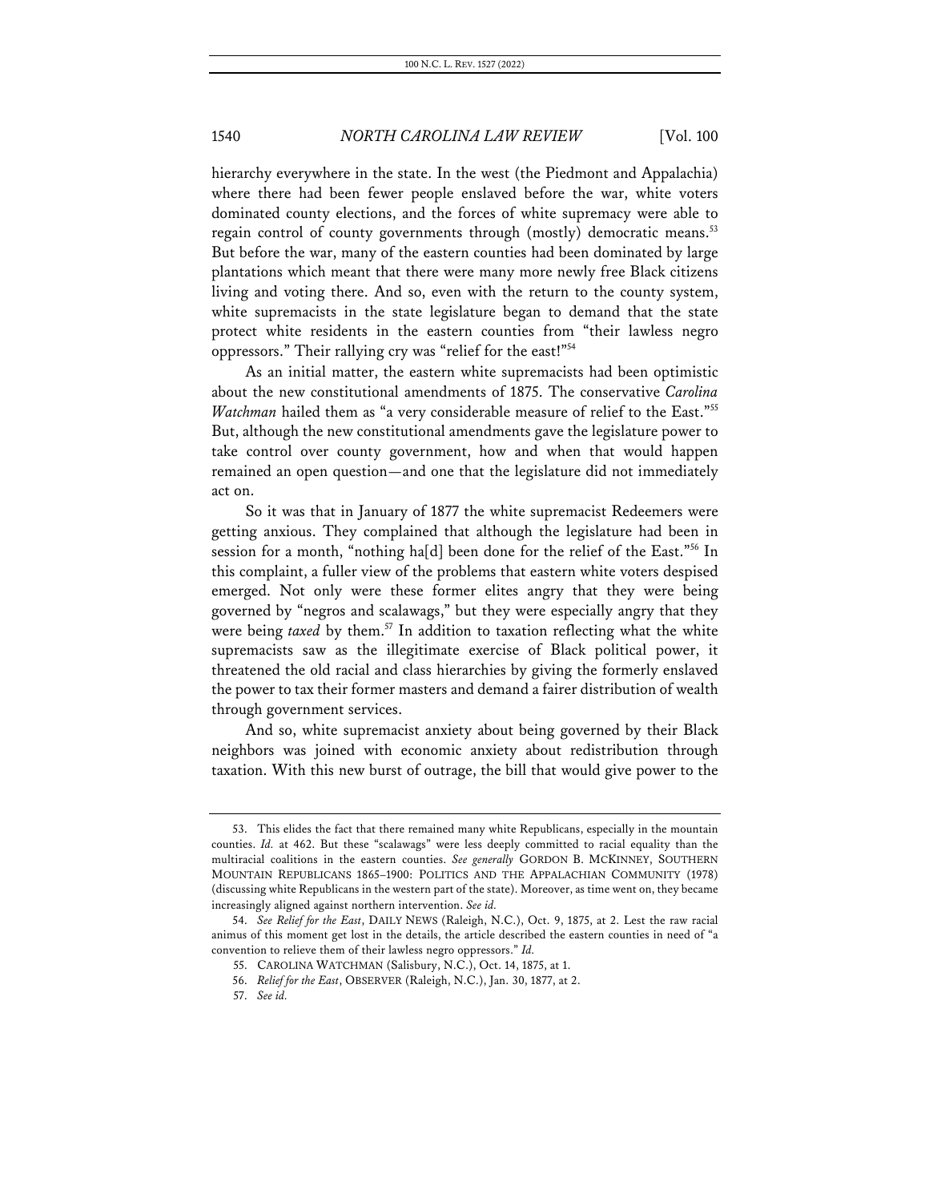hierarchy everywhere in the state. In the west (the Piedmont and Appalachia) where there had been fewer people enslaved before the war, white voters dominated county elections, and the forces of white supremacy were able to regain control of county governments through (mostly) democratic means.[53] But before the war, many of the eastern counties had been dominated by large plantations which meant that there were many more newly free Black citizens living and voting there. And so, even with the return to the county system, white supremacists in the state legislature began to demand that the state protect white residents in the eastern counties from "their lawless negro oppressors." Their rallying cry was "relief for the east!"[54]

As an initial matter, the eastern white supremacists had been optimistic about the new constitutional amendments of 1875. The conservative *Carolina Watchman* hailed them as "a very considerable measure of relief to the East."[55] But, although the new constitutional amendments gave the legislature power to take control over county government, how and when that would happen remained an open question—and one that the legislature did not immediately act on.

So it was that in January of 1877 the white supremacist Redeemers were getting anxious. They complained that although the legislature had been in session for a month, "nothing ha[d] been done for the relief of the East."[56] In this complaint, a fuller view of the problems that eastern white voters despised emerged. Not only were these former elites angry that they were being governed by "negros and scalawags," but they were especially angry that they were being *taxed* by them.[57] In addition to taxation reflecting what the white supremacists saw as the illegitimate exercise of Black political power, it threatened the old racial and class hierarchies by giving the formerly enslaved the power to tax their former masters and demand a fairer distribution of wealth through government services.

And so, white supremacist anxiety about being governed by their Black neighbors was joined with economic anxiety about redistribution through taxation. With this new burst of outrage, the bill that would give power to the

---

53. This elides the fact that there remained many white Republicans, especially in the mountain counties. *Id.* at 462. But these "scalawags" were less deeply committed to racial equality than the multiracial coalitions in the eastern counties. *See generally* GORDON B. MCKINNEY, SOUTHERN MOUNTAIN REPUBLICANS 1865–1900: POLITICS AND THE APPALACHIAN COMMUNITY (1978) (discussing white Republicans in the western part of the state). Moreover, as time went on, they became increasingly aligned against northern intervention. *See id.*

54. *See Relief for the East*, DAILY NEWS (Raleigh, N.C.), Oct. 9, 1875, at 2. Lest the raw racial animus of this moment get lost in the details, the article described the eastern counties in need of "a convention to relieve them of their lawless negro oppressors." *Id.*

55. CAROLINA WATCHMAN (Salisbury, N.C.), Oct. 14, 1875, at 1.

56. *Relief for the East*, OBSERVER (Raleigh, N.C.), Jan. 30, 1877, at 2.

57. *See id.*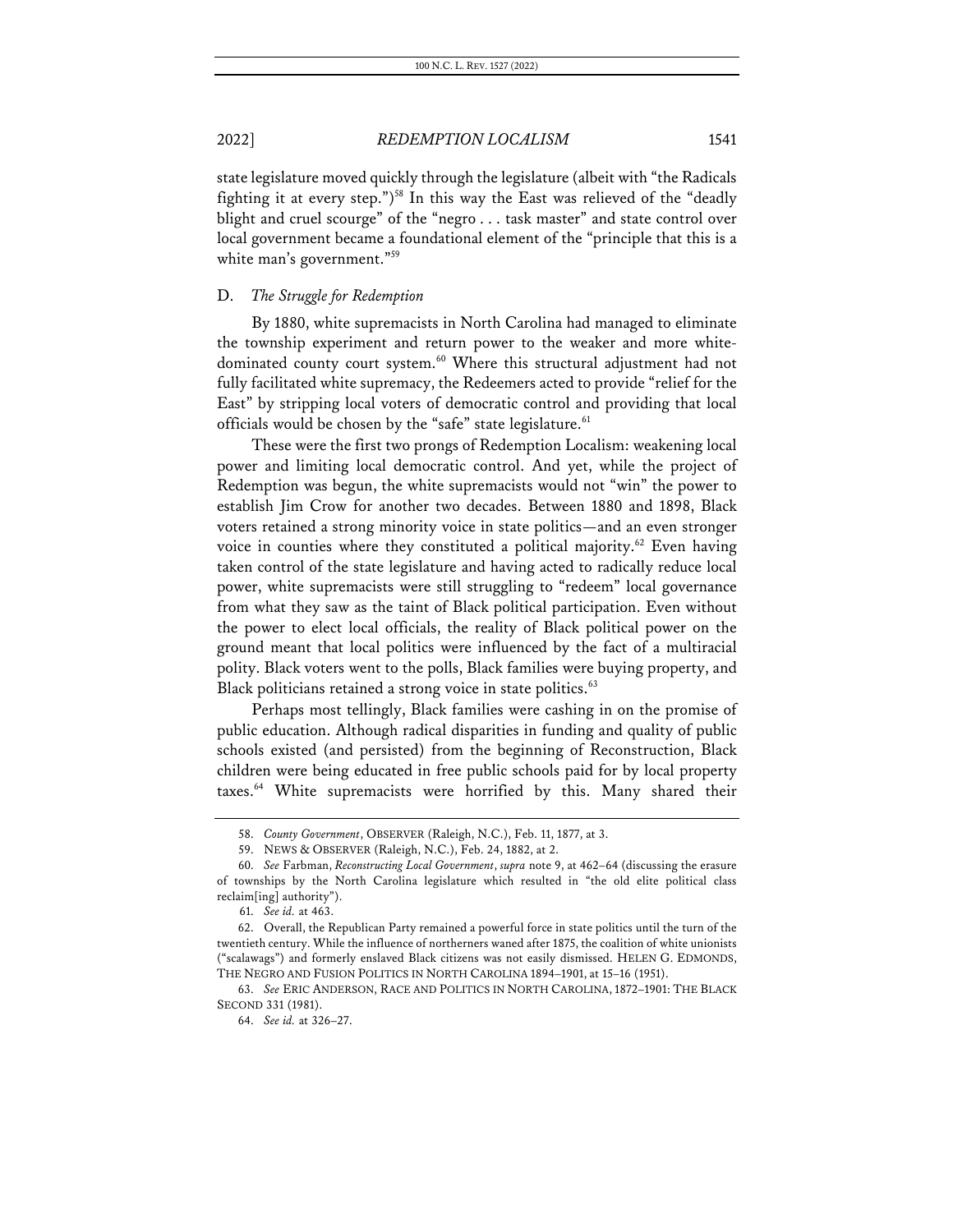state legislature moved quickly through the legislature (albeit with "the Radicals fighting it at every step.")[58] In this way the East was relieved of the "deadly blight and cruel scourge" of the "negro . . . task master" and state control over local government became a foundational element of the "principle that this is a white man's government."[59]

## D. *The Struggle for Redemption*

By 1880, white supremacists in North Carolina had managed to eliminate the township experiment and return power to the weaker and more white-dominated county court system.[60] Where this structural adjustment had not fully facilitated white supremacy, the Redeemers acted to provide "relief for the East" by stripping local voters of democratic control and providing that local officials would be chosen by the "safe" state legislature.[61]

These were the first two prongs of Redemption Localism: weakening local power and limiting local democratic control. And yet, while the project of Redemption was begun, the white supremacists would not "win" the power to establish Jim Crow for another two decades. Between 1880 and 1898, Black voters retained a strong minority voice in state politics—and an even stronger voice in counties where they constituted a political majority.[62] Even having taken control of the state legislature and having acted to radically reduce local power, white supremacists were still struggling to "redeem" local governance from what they saw as the taint of Black political participation. Even without the power to elect local officials, the reality of Black political power on the ground meant that local politics were influenced by the fact of a multiracial polity. Black voters went to the polls, Black families were buying property, and Black politicians retained a strong voice in state politics.[63]

Perhaps most tellingly, Black families were cashing in on the promise of public education. Although radical disparities in funding and quality of public schools existed (and persisted) from the beginning of Reconstruction, Black children were being educated in free public schools paid for by local property taxes.[64] White supremacists were horrified by this. Many shared their

---

58. *County Government*, OBSERVER (Raleigh, N.C.), Feb. 11, 1877, at 3.

59. NEWS & OBSERVER (Raleigh, N.C.), Feb. 24, 1882, at 2.

60. *See* Farbman, *Reconstructing Local Government*, *supra* note 9, at 462–64 (discussing the erasure of townships by the North Carolina legislature which resulted in "the old elite political class reclaim[ing] authority").

61. *See id.* at 463.

62. Overall, the Republican Party remained a powerful force in state politics until the turn of the twentieth century. While the influence of northerners waned after 1875, the coalition of white unionists ("scalawags") and formerly enslaved Black citizens was not easily dismissed. HELEN G. EDMONDS, THE NEGRO AND FUSION POLITICS IN NORTH CAROLINA 1894–1901, at 15–16 (1951).

63. *See* ERIC ANDERSON, RACE AND POLITICS IN NORTH CAROLINA, 1872–1901: THE BLACK SECOND 331 (1981).

64. *See id.* at 326–27.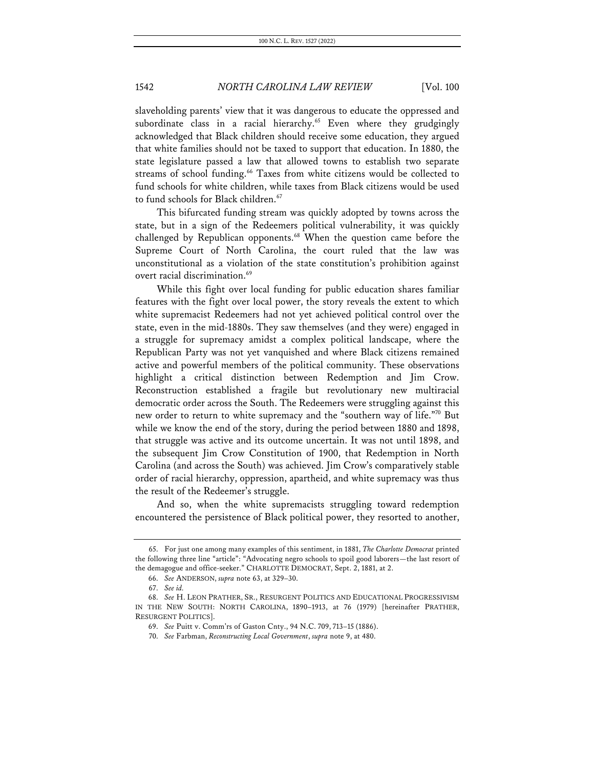slaveholding parents' view that it was dangerous to educate the oppressed and subordinate class in a racial hierarchy.[65] Even where they grudgingly acknowledged that Black children should receive some education, they argued that white families should not be taxed to support that education. In 1880, the state legislature passed a law that allowed towns to establish two separate streams of school funding.[66] Taxes from white citizens would be collected to fund schools for white children, while taxes from Black citizens would be used to fund schools for Black children.[67]

This bifurcated funding stream was quickly adopted by towns across the state, but in a sign of the Redeemers political vulnerability, it was quickly challenged by Republican opponents.[68] When the question came before the Supreme Court of North Carolina, the court ruled that the law was unconstitutional as a violation of the state constitution's prohibition against overt racial discrimination.[69]

While this fight over local funding for public education shares familiar features with the fight over local power, the story reveals the extent to which white supremacist Redeemers had not yet achieved political control over the state, even in the mid-1880s. They saw themselves (and they were) engaged in a struggle for supremacy amidst a complex political landscape, where the Republican Party was not yet vanquished and where Black citizens remained active and powerful members of the political community. These observations highlight a critical distinction between Redemption and Jim Crow. Reconstruction established a fragile but revolutionary new multiracial democratic order across the South. The Redeemers were struggling against this new order to return to white supremacy and the "southern way of life."[70] But while we know the end of the story, during the period between 1880 and 1898, that struggle was active and its outcome uncertain. It was not until 1898, and the subsequent Jim Crow Constitution of 1900, that Redemption in North Carolina (and across the South) was achieved. Jim Crow's comparatively stable order of racial hierarchy, oppression, apartheid, and white supremacy was thus the result of the Redeemer's struggle.

And so, when the white supremacists struggling toward redemption encountered the persistence of Black political power, they resorted to another,

---

65. For just one among many examples of this sentiment, in 1881, *The Charlotte Democrat* printed the following three line "article": "Advocating negro schools to spoil good laborers—the last resort of the demagogue and office-seeker." CHARLOTTE DEMOCRAT, Sept. 2, 1881, at 2.

66. *See* ANDERSON, *supra* note 63, at 329–30.

67. *See id.*

68. *See* H. LEON PRATHER, SR., RESURGENT POLITICS AND EDUCATIONAL PROGRESSIVISM IN THE NEW SOUTH: NORTH CAROLINA, 1890–1913, at 76 (1979) [hereinafter PRATHER, RESURGENT POLITICS].

69. *See* Puitt v. Comm'rs of Gaston Cnty., 94 N.C. 709, 713–15 (1886).

70. *See* Farbman, *Reconstructing Local Government*, *supra* note 9, at 480.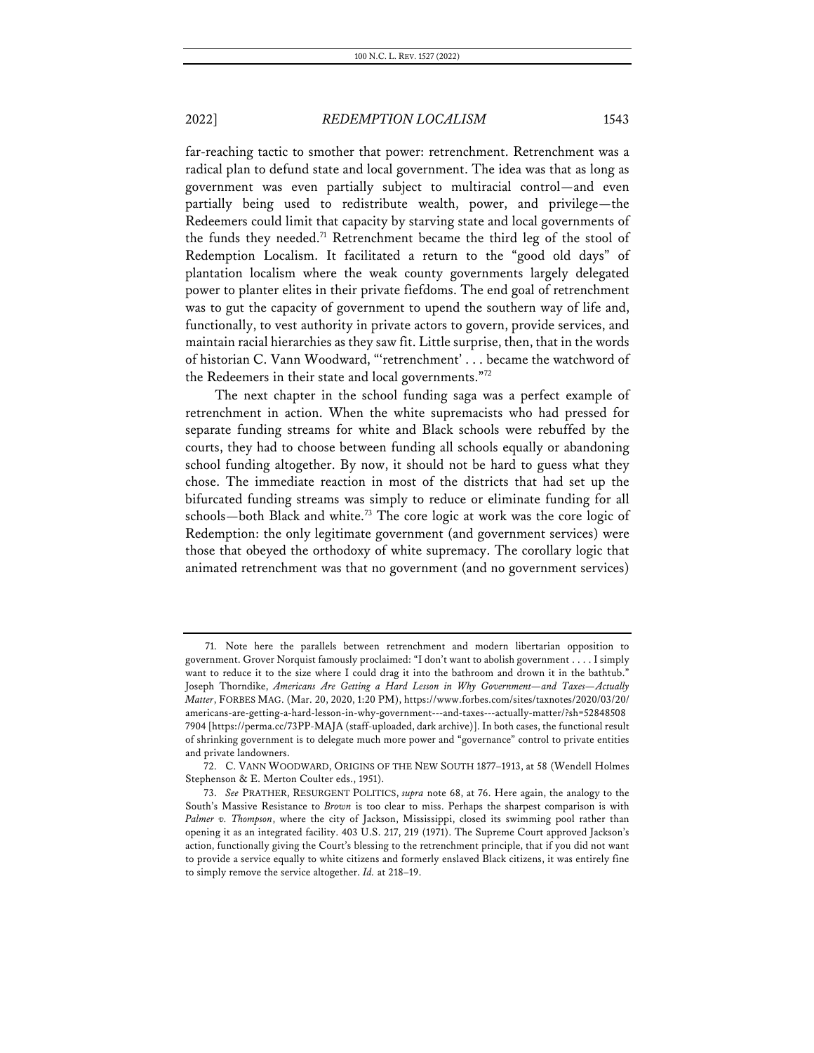far-reaching tactic to smother that power: retrenchment. Retrenchment was a radical plan to defund state and local government. The idea was that as long as government was even partially subject to multiracial control—and even partially being used to redistribute wealth, power, and privilege—the Redeemers could limit that capacity by starving state and local governments of the funds they needed.[71] Retrenchment became the third leg of the stool of Redemption Localism. It facilitated a return to the "good old days" of plantation localism where the weak county governments largely delegated power to planter elites in their private fiefdoms. The end goal of retrenchment was to gut the capacity of government to upend the southern way of life and, functionally, to vest authority in private actors to govern, provide services, and maintain racial hierarchies as they saw fit. Little surprise, then, that in the words of historian C. Vann Woodward, "'retrenchment' . . . became the watchword of the Redeemers in their state and local governments."[72]

The next chapter in the school funding saga was a perfect example of retrenchment in action. When the white supremacists who had pressed for separate funding streams for white and Black schools were rebuffed by the courts, they had to choose between funding all schools equally or abandoning school funding altogether. By now, it should not be hard to guess what they chose. The immediate reaction in most of the districts that had set up the bifurcated funding streams was simply to reduce or eliminate funding for all schools—both Black and white.[73] The core logic at work was the core logic of Redemption: the only legitimate government (and government services) were those that obeyed the orthodoxy of white supremacy. The corollary logic that animated retrenchment was that no government (and no government services)

---

71. Note here the parallels between retrenchment and modern libertarian opposition to government. Grover Norquist famously proclaimed: "I don't want to abolish government . . . . I simply want to reduce it to the size where I could drag it into the bathroom and drown it in the bathtub." Joseph Thorndike, *Americans Are Getting a Hard Lesson in Why Government—and Taxes—Actually Matter*, FORBES MAG. (Mar. 20, 2020, 1:20 PM), https://www.forbes.com/sites/taxnotes/2020/03/20/americans-are-getting-a-hard-lesson-in-why-government---and-taxes---actually-matter/?sh=528485087904 [https://perma.cc/73PP-MAJA (staff-uploaded, dark archive)]. In both cases, the functional result of shrinking government is to delegate much more power and "governance" control to private entities and private landowners.

72. C. VANN WOODWARD, ORIGINS OF THE NEW SOUTH 1877–1913, at 58 (Wendell Holmes Stephenson & E. Merton Coulter eds., 1951).

73. *See* PRATHER, RESURGENT POLITICS, *supra* note 68, at 76. Here again, the analogy to the South's Massive Resistance to *Brown* is too clear to miss. Perhaps the sharpest comparison is with *Palmer v. Thompson*, where the city of Jackson, Mississippi, closed its swimming pool rather than opening it as an integrated facility. 403 U.S. 217, 219 (1971). The Supreme Court approved Jackson's action, functionally giving the Court's blessing to the retrenchment principle, that if you did not want to provide a service equally to white citizens and formerly enslaved Black citizens, it was entirely fine to simply remove the service altogether. *Id.* at 218–19.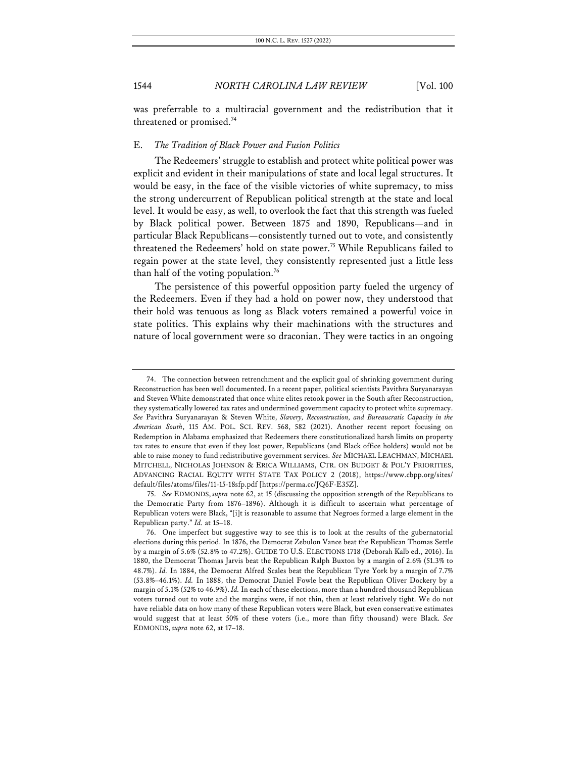was preferrable to a multiracial government and the redistribution that it threatened or promised.[74]

### E. *The Tradition of Black Power and Fusion Politics*

The Redeemers' struggle to establish and protect white political power was explicit and evident in their manipulations of state and local legal structures. It would be easy, in the face of the visible victories of white supremacy, to miss the strong undercurrent of Republican political strength at the state and local level. It would be easy, as well, to overlook the fact that this strength was fueled by Black political power. Between 1875 and 1890, Republicans—and in particular Black Republicans—consistently turned out to vote, and consistently threatened the Redeemers' hold on state power.[75] While Republicans failed to regain power at the state level, they consistently represented just a little less than half of the voting population.[76]

The persistence of this powerful opposition party fueled the urgency of the Redeemers. Even if they had a hold on power now, they understood that their hold was tenuous as long as Black voters remained a powerful voice in state politics. This explains why their machinations with the structures and nature of local government were so draconian. They were tactics in an ongoing

---

74. The connection between retrenchment and the explicit goal of shrinking government during Reconstruction has been well documented. In a recent paper, political scientists Pavithra Suryanarayan and Steven White demonstrated that once white elites retook power in the South after Reconstruction, they systematically lowered tax rates and undermined government capacity to protect white supremacy. *See* Pavithra Suryanarayan & Steven White, *Slavery, Reconstruction, and Bureaucratic Capacity in the American South*, 115 AM. POL. SCI. REV. 568, 582 (2021). Another recent report focusing on Redemption in Alabama emphasized that Redeemers there constitutionalized harsh limits on property tax rates to ensure that even if they lost power, Republicans (and Black office holders) would not be able to raise money to fund redistributive government services. *See* MICHAEL LEACHMAN, MICHAEL MITCHELL, NICHOLAS JOHNSON & ERICA WILLIAMS, CTR. ON BUDGET & POL'Y PRIORITIES, ADVANCING RACIAL EQUITY WITH STATE TAX POLICY 2 (2018), https://www.cbpp.org/sites/default/files/atoms/files/11-15-18sfp.pdf [https://perma.cc/JQ6F-E35Z].

75. *See* EDMONDS, *supra* note 62, at 15 (discussing the opposition strength of the Republicans to the Democratic Party from 1876–1896). Although it is difficult to ascertain what percentage of Republican voters were Black, "[i]t is reasonable to assume that Negroes formed a large element in the Republican party." *Id.* at 15–18.

76. One imperfect but suggestive way to see this is to look at the results of the gubernatorial elections during this period. In 1876, the Democrat Zebulon Vance beat the Republican Thomas Settle by a margin of 5.6% (52.8% to 47.2%). GUIDE TO U.S. ELECTIONS 1718 (Deborah Kalb ed., 2016). In 1880, the Democrat Thomas Jarvis beat the Republican Ralph Buxton by a margin of 2.6% (51.3% to 48.7%). *Id.* In 1884, the Democrat Alfred Scales beat the Republican Tyre York by a margin of 7.7% (53.8%–46.1%). *Id.* In 1888, the Democrat Daniel Fowle beat the Republican Oliver Dockery by a margin of 5.1% (52% to 46.9%). *Id.* In each of these elections, more than a hundred thousand Republican voters turned out to vote and the margins were, if not thin, then at least relatively tight. We do not have reliable data on how many of these Republican voters were Black, but even conservative estimates would suggest that at least 50% of these voters (i.e., more than fifty thousand) were Black. *See* EDMONDS, *supra* note 62, at 17–18.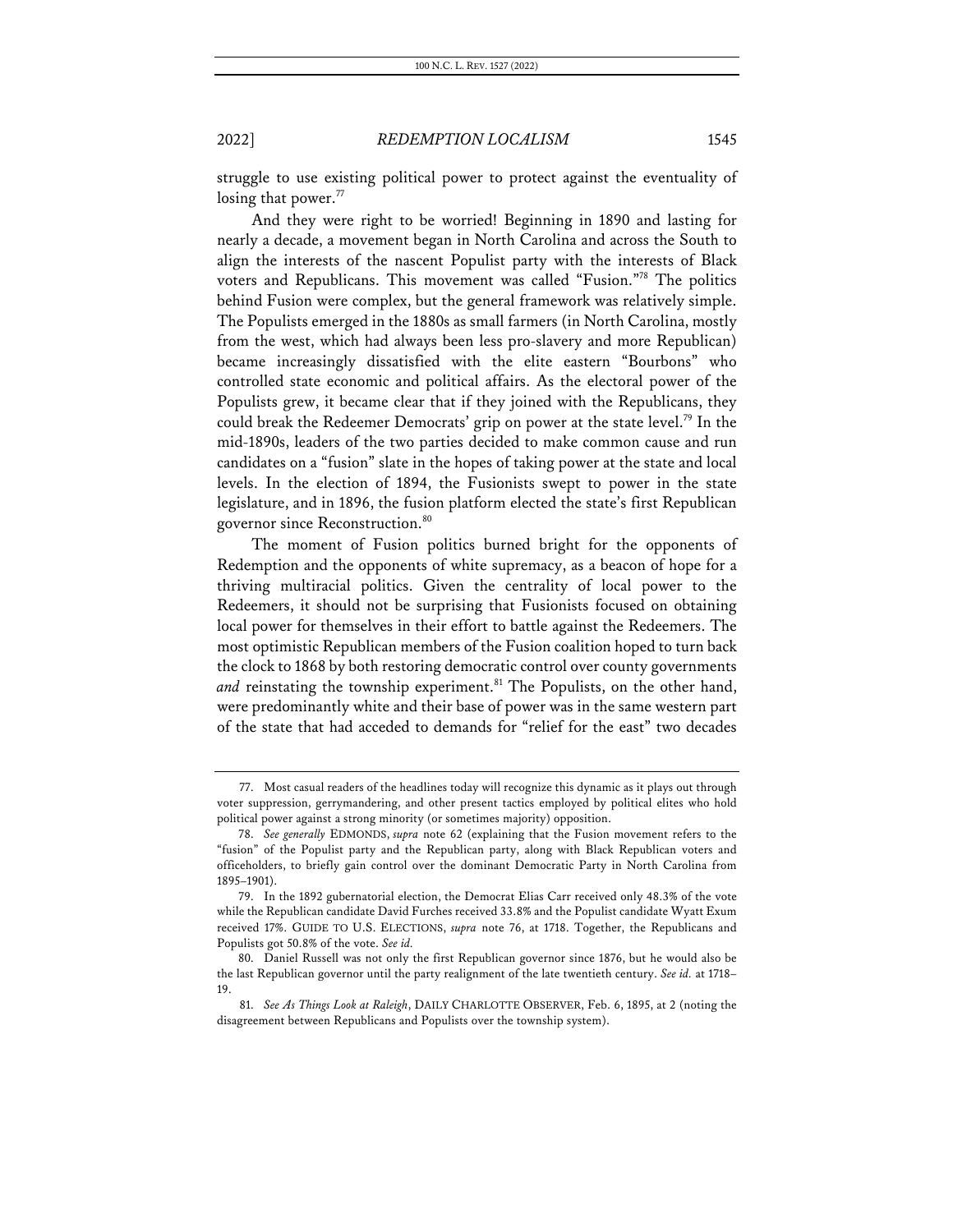struggle to use existing political power to protect against the eventuality of losing that power.[77]

And they were right to be worried! Beginning in 1890 and lasting for nearly a decade, a movement began in North Carolina and across the South to align the interests of the nascent Populist party with the interests of Black voters and Republicans. This movement was called "Fusion."[78] The politics behind Fusion were complex, but the general framework was relatively simple. The Populists emerged in the 1880s as small farmers (in North Carolina, mostly from the west, which had always been less pro-slavery and more Republican) became increasingly dissatisfied with the elite eastern "Bourbons" who controlled state economic and political affairs. As the electoral power of the Populists grew, it became clear that if they joined with the Republicans, they could break the Redeemer Democrats' grip on power at the state level.[79] In the mid-1890s, leaders of the two parties decided to make common cause and run candidates on a "fusion" slate in the hopes of taking power at the state and local levels. In the election of 1894, the Fusionists swept to power in the state legislature, and in 1896, the fusion platform elected the state's first Republican governor since Reconstruction.[80]

The moment of Fusion politics burned bright for the opponents of Redemption and the opponents of white supremacy, as a beacon of hope for a thriving multiracial politics. Given the centrality of local power to the Redeemers, it should not be surprising that Fusionists focused on obtaining local power for themselves in their effort to battle against the Redeemers. The most optimistic Republican members of the Fusion coalition hoped to turn back the clock to 1868 by both restoring democratic control over county governments *and* reinstating the township experiment.[81] The Populists, on the other hand, were predominantly white and their base of power was in the same western part of the state that had acceded to demands for "relief for the east" two decades

---

77. Most casual readers of the headlines today will recognize this dynamic as it plays out through voter suppression, gerrymandering, and other present tactics employed by political elites who hold political power against a strong minority (or sometimes majority) opposition.

78. *See generally* EDMONDS, *supra* note 62 (explaining that the Fusion movement refers to the "fusion" of the Populist party and the Republican party, along with Black Republican voters and officeholders, to briefly gain control over the dominant Democratic Party in North Carolina from 1895–1901).

79. In the 1892 gubernatorial election, the Democrat Elias Carr received only 48.3% of the vote while the Republican candidate David Furches received 33.8% and the Populist candidate Wyatt Exum received 17%. GUIDE TO U.S. ELECTIONS, *supra* note 76, at 1718. Together, the Republicans and Populists got 50.8% of the vote. *See id.*

80. Daniel Russell was not only the first Republican governor since 1876, but he would also be the last Republican governor until the party realignment of the late twentieth century. *See id.* at 1718–19.

81. *See As Things Look at Raleigh*, DAILY CHARLOTTE OBSERVER, Feb. 6, 1895, at 2 (noting the disagreement between Republicans and Populists over the township system).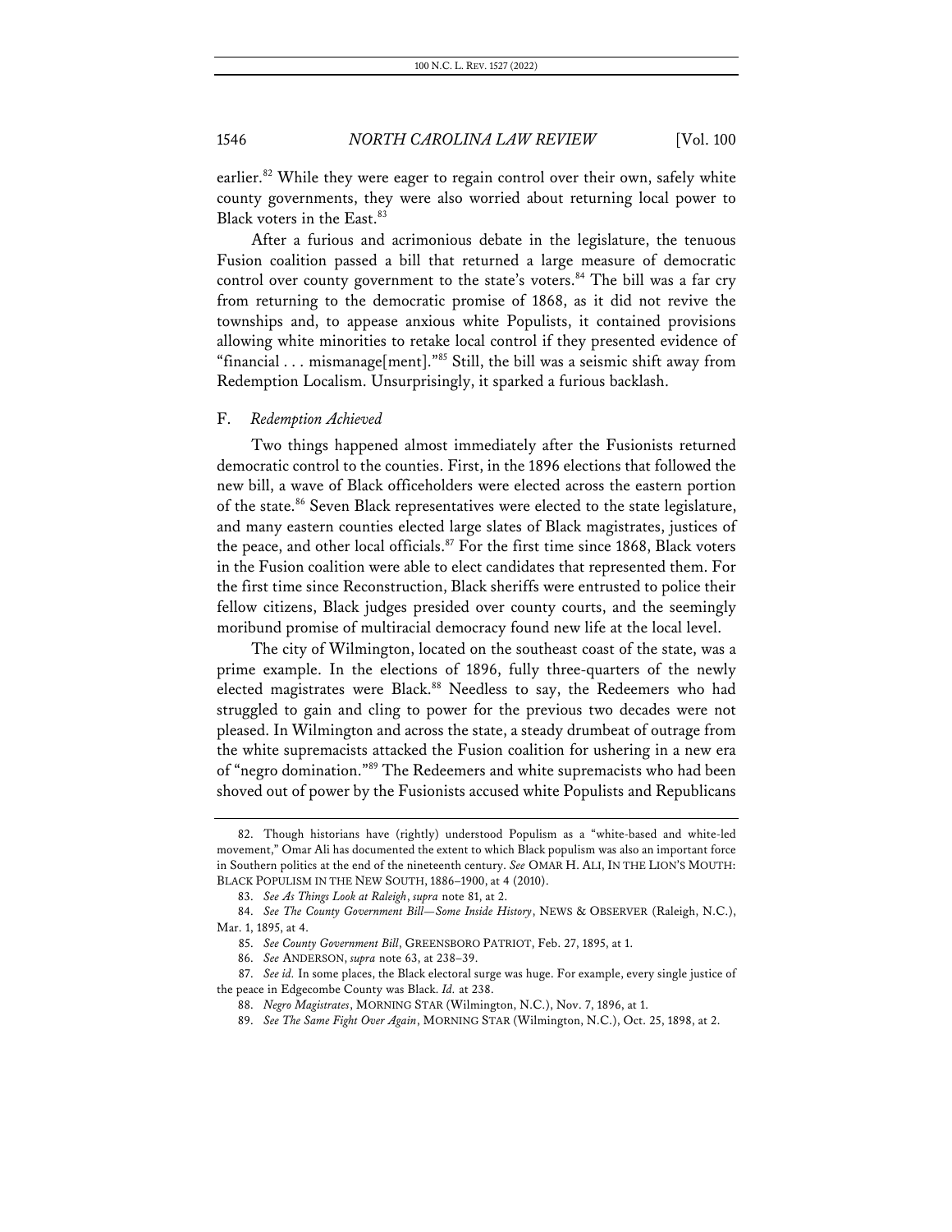earlier.[82] While they were eager to regain control over their own, safely white county governments, they were also worried about returning local power to Black voters in the East.[83]

After a furious and acrimonious debate in the legislature, the tenuous Fusion coalition passed a bill that returned a large measure of democratic control over county government to the state's voters.[84] The bill was a far cry from returning to the democratic promise of 1868, as it did not revive the townships and, to appease anxious white Populists, it contained provisions allowing white minorities to retake local control if they presented evidence of "financial . . . mismanage[ment]."[85] Still, the bill was a seismic shift away from Redemption Localism. Unsurprisingly, it sparked a furious backlash.

### F. *Redemption Achieved*

Two things happened almost immediately after the Fusionists returned democratic control to the counties. First, in the 1896 elections that followed the new bill, a wave of Black officeholders were elected across the eastern portion of the state.[86] Seven Black representatives were elected to the state legislature, and many eastern counties elected large slates of Black magistrates, justices of the peace, and other local officials.[87] For the first time since 1868, Black voters in the Fusion coalition were able to elect candidates that represented them. For the first time since Reconstruction, Black sheriffs were entrusted to police their fellow citizens, Black judges presided over county courts, and the seemingly moribund promise of multiracial democracy found new life at the local level.

The city of Wilmington, located on the southeast coast of the state, was a prime example. In the elections of 1896, fully three-quarters of the newly elected magistrates were Black.[88] Needless to say, the Redeemers who had struggled to gain and cling to power for the previous two decades were not pleased. In Wilmington and across the state, a steady drumbeat of outrage from the white supremacists attacked the Fusion coalition for ushering in a new era of "negro domination."[89] The Redeemers and white supremacists who had been shoved out of power by the Fusionists accused white Populists and Republicans

---

82. Though historians have (rightly) understood Populism as a "white-based and white-led movement," Omar Ali has documented the extent to which Black populism was also an important force in Southern politics at the end of the nineteenth century. *See* OMAR H. ALI, IN THE LION'S MOUTH: BLACK POPULISM IN THE NEW SOUTH, 1886–1900, at 4 (2010).

83. *See As Things Look at Raleigh*, *supra* note 81, at 2.

84. *See The County Government Bill—Some Inside History*, NEWS & OBSERVER (Raleigh, N.C.), Mar. 1, 1895, at 4.

85. *See County Government Bill*, GREENSBORO PATRIOT, Feb. 27, 1895, at 1.

86. *See* ANDERSON, *supra* note 63, at 238–39.

87. *See id.* In some places, the Black electoral surge was huge. For example, every single justice of the peace in Edgecombe County was Black. *Id.* at 238.

88. *Negro Magistrates*, MORNING STAR (Wilmington, N.C.), Nov. 7, 1896, at 1.

89. *See The Same Fight Over Again*, MORNING STAR (Wilmington, N.C.), Oct. 25, 1898, at 2.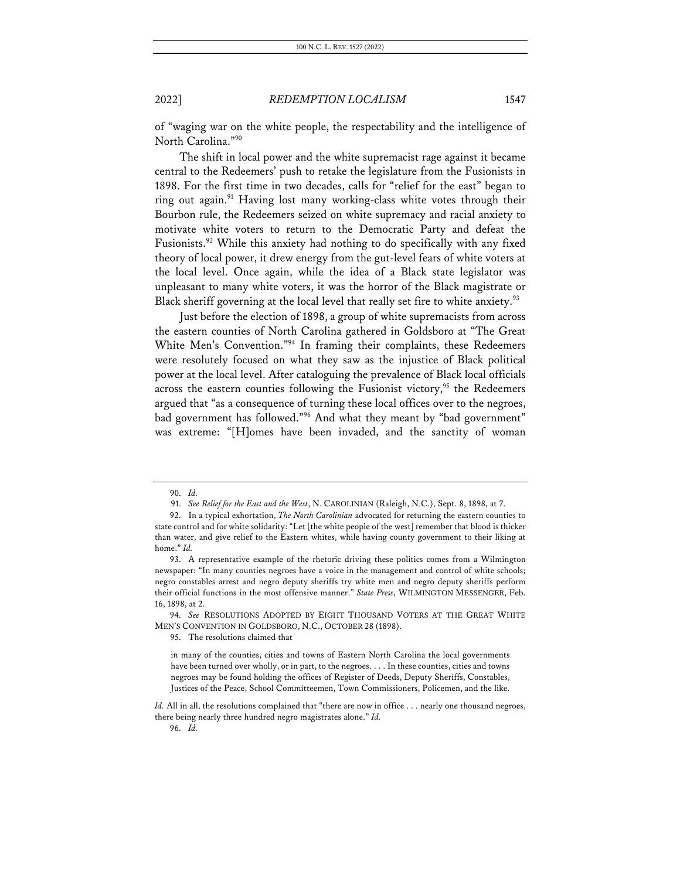of "waging war on the white people, the respectability and the intelligence of North Carolina."[90]

The shift in local power and the white supremacist rage against it became central to the Redeemers' push to retake the legislature from the Fusionists in 1898. For the first time in two decades, calls for "relief for the east" began to ring out again.[91] Having lost many working-class white votes through their Bourbon rule, the Redeemers seized on white supremacy and racial anxiety to motivate white voters to return to the Democratic Party and defeat the Fusionists.[92] While this anxiety had nothing to do specifically with any fixed theory of local power, it drew energy from the gut-level fears of white voters at the local level. Once again, while the idea of a Black state legislator was unpleasant to many white voters, it was the horror of the Black magistrate or Black sheriff governing at the local level that really set fire to white anxiety.[93]

Just before the election of 1898, a group of white supremacists from across the eastern counties of North Carolina gathered in Goldsboro at "The Great White Men's Convention."[94] In framing their complaints, these Redeemers were resolutely focused on what they saw as the injustice of Black political power at the local level. After cataloguing the prevalence of Black local officials across the eastern counties following the Fusionist victory,[95] the Redeemers argued that "as a consequence of turning these local offices over to the negroes, bad government has followed."[96] And what they meant by "bad government" was extreme: "[H]omes have been invaded, and the sanctity of woman

---

90. *Id.*

91. *See Relief for the East and the West*, N. CAROLINIAN (Raleigh, N.C.), Sept. 8, 1898, at 7.

92. In a typical exhortation, *The North Carolinian* advocated for returning the eastern counties to state control and for white solidarity: "Let [the white people of the west] remember that blood is thicker than water, and give relief to the Eastern whites, while having county government to their liking at home." *Id.*

93. A representative example of the rhetoric driving these politics comes from a Wilmington newspaper: "In many counties negroes have a voice in the management and control of white schools; negro constables arrest and negro deputy sheriffs try white men and negro deputy sheriffs perform their official functions in the most offensive manner." *State Press*, WILMINGTON MESSENGER, Feb. 16, 1898, at 2.

94. *See* RESOLUTIONS ADOPTED BY EIGHT THOUSAND VOTERS AT THE GREAT WHITE MEN'S CONVENTION IN GOLDSBORO, N.C., OCTOBER 28 (1898).

95. The resolutions claimed that

> in many of the counties, cities and towns of Eastern North Carolina the local governments have been turned over wholly, or in part, to the negroes. . . . In these counties, cities and towns negroes may be found holding the offices of Register of Deeds, Deputy Sheriffs, Constables, Justices of the Peace, School Committeemen, Town Commissioners, Policemen, and the like.

*Id.* All in all, the resolutions complained that "there are now in office . . . nearly one thousand negroes, there being nearly three hundred negro magistrates alone." *Id.*

96. *Id.*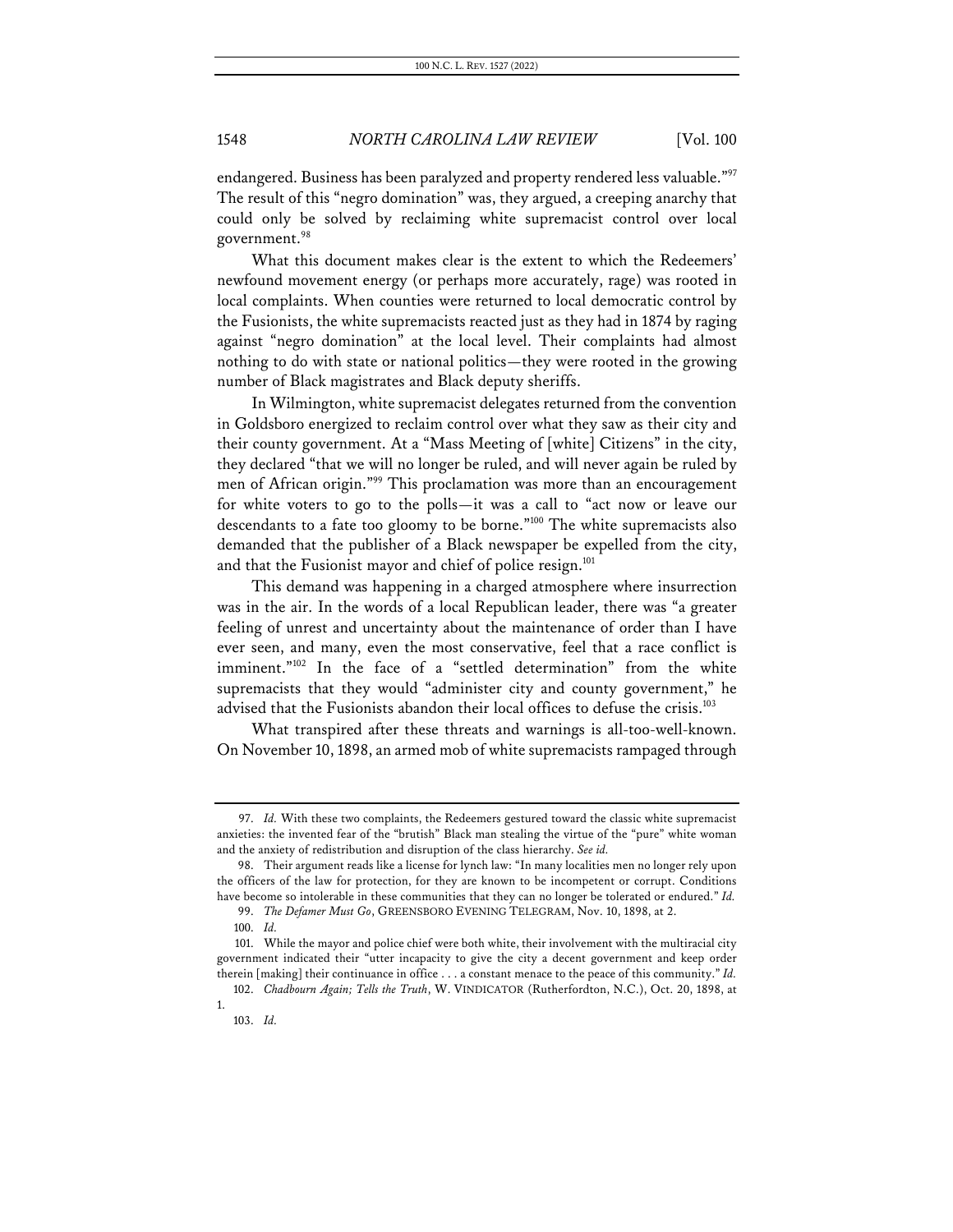endangered. Business has been paralyzed and property rendered less valuable."[97] The result of this "negro domination" was, they argued, a creeping anarchy that could only be solved by reclaiming white supremacist control over local government.[98]

What this document makes clear is the extent to which the Redeemers' newfound movement energy (or perhaps more accurately, rage) was rooted in local complaints. When counties were returned to local democratic control by the Fusionists, the white supremacists reacted just as they had in 1874 by raging against "negro domination" at the local level. Their complaints had almost nothing to do with state or national politics—they were rooted in the growing number of Black magistrates and Black deputy sheriffs.

In Wilmington, white supremacist delegates returned from the convention in Goldsboro energized to reclaim control over what they saw as their city and their county government. At a "Mass Meeting of [white] Citizens" in the city, they declared "that we will no longer be ruled, and will never again be ruled by men of African origin."[99] This proclamation was more than an encouragement for white voters to go to the polls—it was a call to "act now or leave our descendants to a fate too gloomy to be borne."[100] The white supremacists also demanded that the publisher of a Black newspaper be expelled from the city, and that the Fusionist mayor and chief of police resign.[101]

This demand was happening in a charged atmosphere where insurrection was in the air. In the words of a local Republican leader, there was "a greater feeling of unrest and uncertainty about the maintenance of order than I have ever seen, and many, even the most conservative, feel that a race conflict is imminent."[102] In the face of a "settled determination" from the white supremacists that they would "administer city and county government," he advised that the Fusionists abandon their local offices to defuse the crisis.[103]

What transpired after these threats and warnings is all-too-well-known. On November 10, 1898, an armed mob of white supremacists rampaged through

---

97. *Id.* With these two complaints, the Redeemers gestured toward the classic white supremacist anxieties: the invented fear of the "brutish" Black man stealing the virtue of the "pure" white woman and the anxiety of redistribution and disruption of the class hierarchy. *See id.*

98. Their argument reads like a license for lynch law: "In many localities men no longer rely upon the officers of the law for protection, for they are known to be incompetent or corrupt. Conditions have become so intolerable in these communities that they can no longer be tolerated or endured." *Id.*

99. *The Defamer Must Go*, GREENSBORO EVENING TELEGRAM, Nov. 10, 1898, at 2.

100. *Id.*

101. While the mayor and police chief were both white, their involvement with the multiracial city government indicated their "utter incapacity to give the city a decent government and keep order therein [making] their continuance in office . . . a constant menace to the peace of this community." *Id.*

102. *Chadbourn Again; Tells the Truth*, W. VINDICATOR (Rutherfordton, N.C.), Oct. 20, 1898, at 1.

103. *Id.*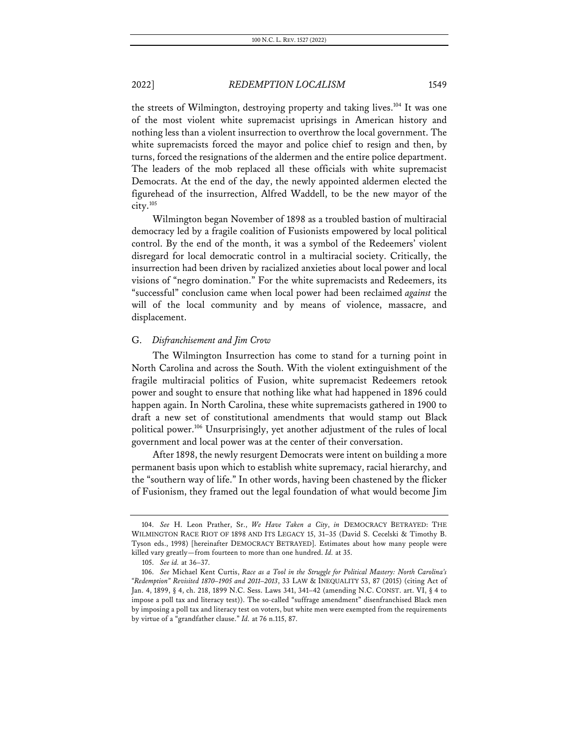the streets of Wilmington, destroying property and taking lives.[104] It was one of the most violent white supremacist uprisings in American history and nothing less than a violent insurrection to overthrow the local government. The white supremacists forced the mayor and police chief to resign and then, by turns, forced the resignations of the aldermen and the entire police department. The leaders of the mob replaced all these officials with white supremacist Democrats. At the end of the day, the newly appointed aldermen elected the figurehead of the insurrection, Alfred Waddell, to be the new mayor of the city.[105]

Wilmington began November of 1898 as a troubled bastion of multiracial democracy led by a fragile coalition of Fusionists empowered by local political control. By the end of the month, it was a symbol of the Redeemers' violent disregard for local democratic control in a multiracial society. Critically, the insurrection had been driven by racialized anxieties about local power and local visions of "negro domination." For the white supremacists and Redeemers, its "successful" conclusion came when local power had been reclaimed *against* the will of the local community and by means of violence, massacre, and displacement.

### G. *Disfranchisement and Jim Crow*

The Wilmington Insurrection has come to stand for a turning point in North Carolina and across the South. With the violent extinguishment of the fragile multiracial politics of Fusion, white supremacist Redeemers retook power and sought to ensure that nothing like what had happened in 1896 could happen again. In North Carolina, these white supremacists gathered in 1900 to draft a new set of constitutional amendments that would stamp out Black political power.[106] Unsurprisingly, yet another adjustment of the rules of local government and local power was at the center of their conversation.

After 1898, the newly resurgent Democrats were intent on building a more permanent basis upon which to establish white supremacy, racial hierarchy, and the "southern way of life." In other words, having been chastened by the flicker of Fusionism, they framed out the legal foundation of what would become Jim

---

104. *See* H. Leon Prather, Sr., *We Have Taken a City*, *in* DEMOCRACY BETRAYED: THE WILMINGTON RACE RIOT OF 1898 AND ITS LEGACY 15, 31–35 (David S. Cecelski & Timothy B. Tyson eds., 1998) [hereinafter DEMOCRACY BETRAYED]. Estimates about how many people were killed vary greatly—from fourteen to more than one hundred. *Id.* at 35.

105. *See id.* at 36–37.

106. *See* Michael Kent Curtis, *Race as a Tool in the Struggle for Political Mastery: North Carolina's "Redemption" Revisited 1870–1905 and 2011–2013*, 33 LAW & INEQUALITY 53, 87 (2015) (citing Act of Jan. 4, 1899, § 4, ch. 218, 1899 N.C. Sess. Laws 341, 341–42 (amending N.C. CONST. art. VI, § 4 to impose a poll tax and literacy test)). The so-called "suffrage amendment" disenfranchised Black men by imposing a poll tax and literacy test on voters, but white men were exempted from the requirements by virtue of a "grandfather clause." *Id.* at 76 n.115, 87.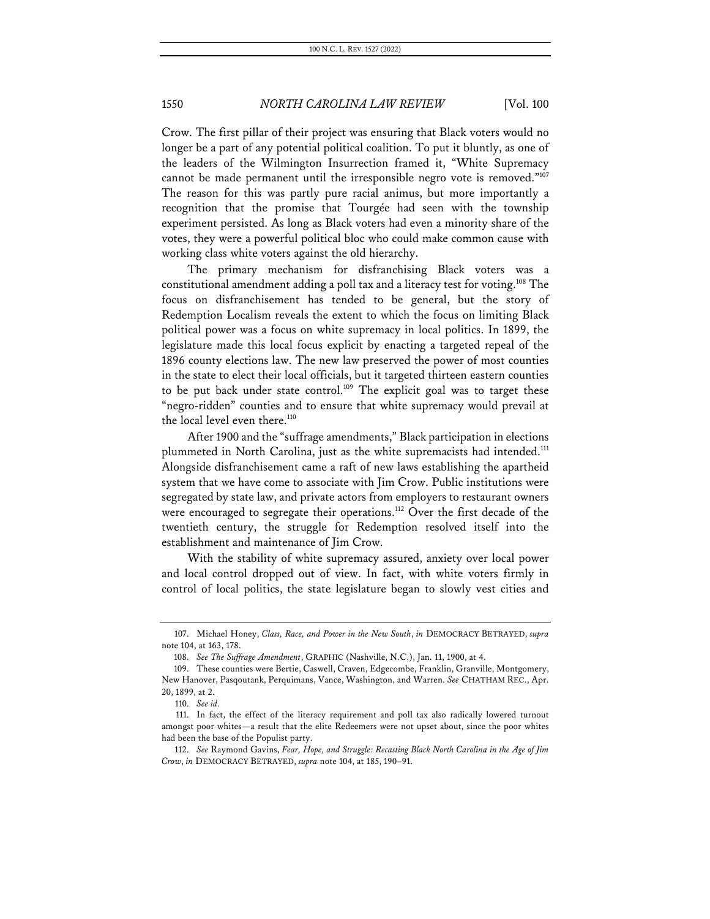Crow. The first pillar of their project was ensuring that Black voters would no longer be a part of any potential political coalition. To put it bluntly, as one of the leaders of the Wilmington Insurrection framed it, "White Supremacy cannot be made permanent until the irresponsible negro vote is removed."[107] The reason for this was partly pure racial animus, but more importantly a recognition that the promise that Tourgée had seen with the township experiment persisted. As long as Black voters had even a minority share of the votes, they were a powerful political bloc who could make common cause with working class white voters against the old hierarchy.

The primary mechanism for disfranchising Black voters was a constitutional amendment adding a poll tax and a literacy test for voting.[108] The focus on disfranchisement has tended to be general, but the story of Redemption Localism reveals the extent to which the focus on limiting Black political power was a focus on white supremacy in local politics. In 1899, the legislature made this local focus explicit by enacting a targeted repeal of the 1896 county elections law. The new law preserved the power of most counties in the state to elect their local officials, but it targeted thirteen eastern counties to be put back under state control.[109] The explicit goal was to target these "negro-ridden" counties and to ensure that white supremacy would prevail at the local level even there.[110]

After 1900 and the "suffrage amendments," Black participation in elections plummeted in North Carolina, just as the white supremacists had intended.[111] Alongside disfranchisement came a raft of new laws establishing the apartheid system that we have come to associate with Jim Crow. Public institutions were segregated by state law, and private actors from employers to restaurant owners were encouraged to segregate their operations.[112] Over the first decade of the twentieth century, the struggle for Redemption resolved itself into the establishment and maintenance of Jim Crow.

With the stability of white supremacy assured, anxiety over local power and local control dropped out of view. In fact, with white voters firmly in control of local politics, the state legislature began to slowly vest cities and

---

107. Michael Honey, *Class, Race, and Power in the New South*, *in* DEMOCRACY BETRAYED, *supra* note 104, at 163, 178.

108. *See The Suffrage Amendment*, GRAPHIC (Nashville, N.C.), Jan. 11, 1900, at 4.

109. These counties were Bertie, Caswell, Craven, Edgecombe, Franklin, Granville, Montgomery, New Hanover, Pasqoutank, Perquimans, Vance, Washington, and Warren. *See* CHATHAM REC., Apr. 20, 1899, at 2.

110. *See id.*

111. In fact, the effect of the literacy requirement and poll tax also radically lowered turnout amongst poor whites—a result that the elite Redeemers were not upset about, since the poor whites had been the base of the Populist party.

112. *See* Raymond Gavins, *Fear, Hope, and Struggle: Recasting Black North Carolina in the Age of Jim Crow*, *in* DEMOCRACY BETRAYED, *supra* note 104, at 185, 190–91.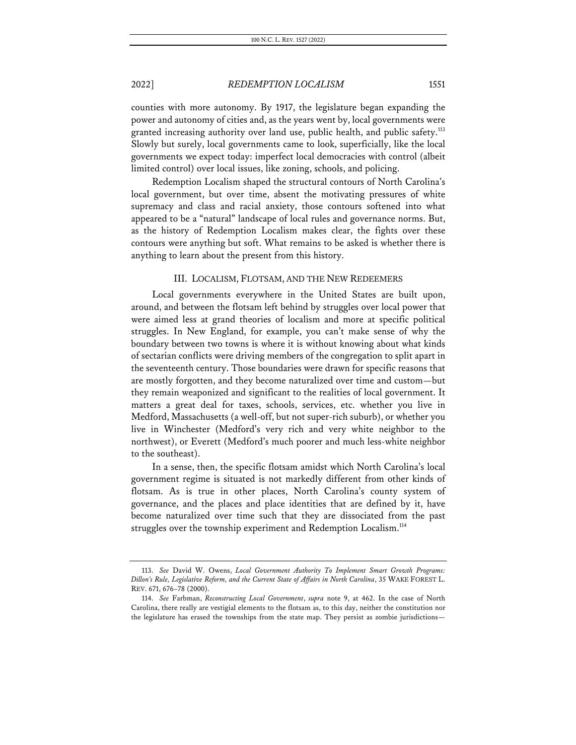counties with more autonomy. By 1917, the legislature began expanding the power and autonomy of cities and, as the years went by, local governments were granted increasing authority over land use, public health, and public safety.[113] Slowly but surely, local governments came to look, superficially, like the local governments we expect today: imperfect local democracies with control (albeit limited control) over local issues, like zoning, schools, and policing.

Redemption Localism shaped the structural contours of North Carolina's local government, but over time, absent the motivating pressures of white supremacy and class and racial anxiety, those contours softened into what appeared to be a "natural" landscape of local rules and governance norms. But, as the history of Redemption Localism makes clear, the fights over these contours were anything but soft. What remains to be asked is whether there is anything to learn about the present from this history.

## III. LOCALISM, FLOTSAM, AND THE NEW REDEEMERS

Local governments everywhere in the United States are built upon, around, and between the flotsam left behind by struggles over local power that were aimed less at grand theories of localism and more at specific political struggles. In New England, for example, you can't make sense of why the boundary between two towns is where it is without knowing about what kinds of sectarian conflicts were driving members of the congregation to split apart in the seventeenth century. Those boundaries were drawn for specific reasons that are mostly forgotten, and they become naturalized over time and custom—but they remain weaponized and significant to the realities of local government. It matters a great deal for taxes, schools, services, etc. whether you live in Medford, Massachusetts (a well-off, but not super-rich suburb), or whether you live in Winchester (Medford's very rich and very white neighbor to the northwest), or Everett (Medford's much poorer and much less-white neighbor to the southeast).

In a sense, then, the specific flotsam amidst which North Carolina's local government regime is situated is not markedly different from other kinds of flotsam. As is true in other places, North Carolina's county system of governance, and the places and place identities that are defined by it, have become naturalized over time such that they are dissociated from the past struggles over the township experiment and Redemption Localism.[114]

---

113. *See* David W. Owens, *Local Government Authority To Implement Smart Growth Programs: Dillon's Rule, Legislative Reform, and the Current State of Affairs in North Carolina*, 35 WAKE FOREST L. REV. 671, 676–78 (2000).

114. *See* Farbman, *Reconstructing Local Government*, *supra* note 9, at 462. In the case of North Carolina, there really are vestigial elements to the flotsam as, to this day, neither the constitution nor the legislature has erased the townships from the state map. They persist as zombie jurisdictions—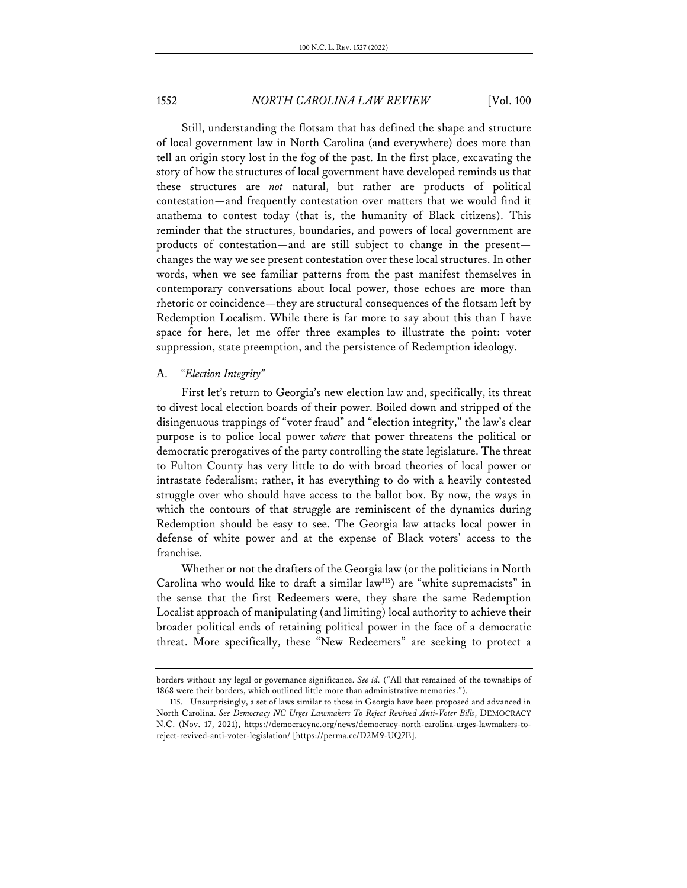Still, understanding the flotsam that has defined the shape and structure of local government law in North Carolina (and everywhere) does more than tell an origin story lost in the fog of the past. In the first place, excavating the story of how the structures of local government have developed reminds us that these structures are *not* natural, but rather are products of political contestation—and frequently contestation over matters that we would find it anathema to contest today (that is, the humanity of Black citizens). This reminder that the structures, boundaries, and powers of local government are products of contestation—and are still subject to change in the present—changes the way we see present contestation over these local structures. In other words, when we see familiar patterns from the past manifest themselves in contemporary conversations about local power, those echoes are more than rhetoric or coincidence—they are structural consequences of the flotsam left by Redemption Localism. While there is far more to say about this than I have space for here, let me offer three examples to illustrate the point: voter suppression, state preemption, and the persistence of Redemption ideology.

### A. *"Election Integrity"*

First let's return to Georgia's new election law and, specifically, its threat to divest local election boards of their power. Boiled down and stripped of the disingenuous trappings of "voter fraud" and "election integrity," the law's clear purpose is to police local power *where* that power threatens the political or democratic prerogatives of the party controlling the state legislature. The threat to Fulton County has very little to do with broad theories of local power or intrastate federalism; rather, it has everything to do with a heavily contested struggle over who should have access to the ballot box. By now, the ways in which the contours of that struggle are reminiscent of the dynamics during Redemption should be easy to see. The Georgia law attacks local power in defense of white power and at the expense of Black voters' access to the franchise.

Whether or not the drafters of the Georgia law (or the politicians in North Carolina who would like to draft a similar law[115]) are "white supremacists" in the sense that the first Redeemers were, they share the same Redemption Localist approach of manipulating (and limiting) local authority to achieve their broader political ends of retaining political power in the face of a democratic threat. More specifically, these "New Redeemers" are seeking to protect a

---

borders without any legal or governance significance. *See id.* ("All that remained of the townships of 1868 were their borders, which outlined little more than administrative memories.").

115. Unsurprisingly, a set of laws similar to those in Georgia have been proposed and advanced in North Carolina. *See Democracy NC Urges Lawmakers To Reject Revived Anti-Voter Bills*, DEMOCRACY N.C. (Nov. 17, 2021), https://democracync.org/news/democracy-north-carolina-urges-lawmakers-to-reject-revived-anti-voter-legislation/ [https://perma.cc/D2M9-UQ7E].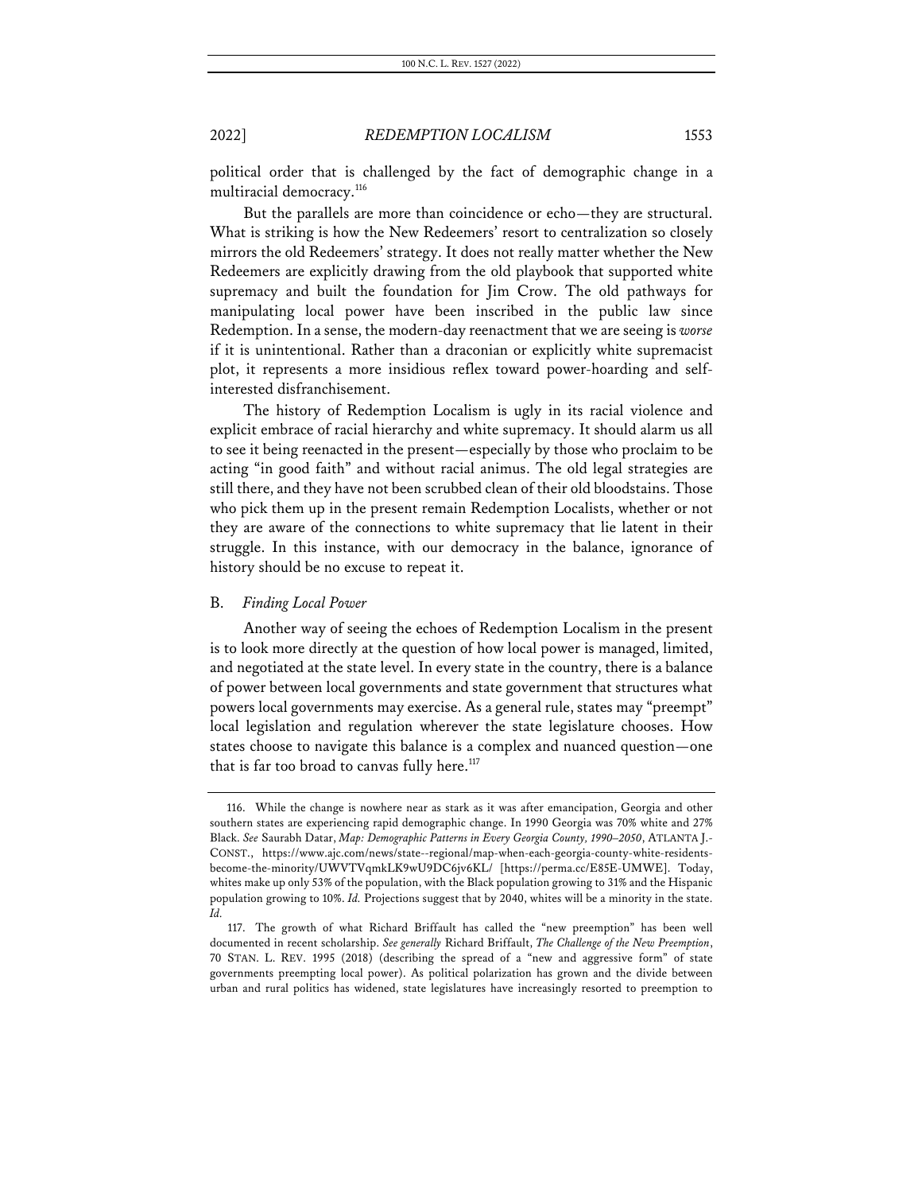political order that is challenged by the fact of demographic change in a multiracial democracy.[116]

But the parallels are more than coincidence or echo—they are structural. What is striking is how the New Redeemers' resort to centralization so closely mirrors the old Redeemers' strategy. It does not really matter whether the New Redeemers are explicitly drawing from the old playbook that supported white supremacy and built the foundation for Jim Crow. The old pathways for manipulating local power have been inscribed in the public law since Redemption. In a sense, the modern-day reenactment that we are seeing is *worse* if it is unintentional. Rather than a draconian or explicitly white supremacist plot, it represents a more insidious reflex toward power-hoarding and self-interested disfranchisement.

The history of Redemption Localism is ugly in its racial violence and explicit embrace of racial hierarchy and white supremacy. It should alarm us all to see it being reenacted in the present—especially by those who proclaim to be acting "in good faith" and without racial animus. The old legal strategies are still there, and they have not been scrubbed clean of their old bloodstains. Those who pick them up in the present remain Redemption Localists, whether or not they are aware of the connections to white supremacy that lie latent in their struggle. In this instance, with our democracy in the balance, ignorance of history should be no excuse to repeat it.

## B. *Finding Local Power*

Another way of seeing the echoes of Redemption Localism in the present is to look more directly at the question of how local power is managed, limited, and negotiated at the state level. In every state in the country, there is a balance of power between local governments and state government that structures what powers local governments may exercise. As a general rule, states may "preempt" local legislation and regulation wherever the state legislature chooses. How states choose to navigate this balance is a complex and nuanced question—one that is far too broad to canvas fully here.[117]

---

116. While the change is nowhere near as stark as it was after emancipation, Georgia and other southern states are experiencing rapid demographic change. In 1990 Georgia was 70% white and 27% Black. *See* Saurabh Datar, *Map: Demographic Patterns in Every Georgia County, 1990–2050*, ATLANTA J.-CONST., https://www.ajc.com/news/state--regional/map-when-each-georgia-county-white-residents-become-the-minority/UWVTVqmkLK9wU9DC6jv6KL/ [https://perma.cc/E85E-UMWE]. Today, whites make up only 53% of the population, with the Black population growing to 31% and the Hispanic population growing to 10%. *Id.* Projections suggest that by 2040, whites will be a minority in the state. *Id.*

117. The growth of what Richard Briffault has called the "new preemption" has been well documented in recent scholarship. *See generally* Richard Briffault, *The Challenge of the New Preemption*, 70 STAN. L. REV. 1995 (2018) (describing the spread of a "new and aggressive form" of state governments preempting local power). As political polarization has grown and the divide between urban and rural politics has widened, state legislatures have increasingly resorted to preemption to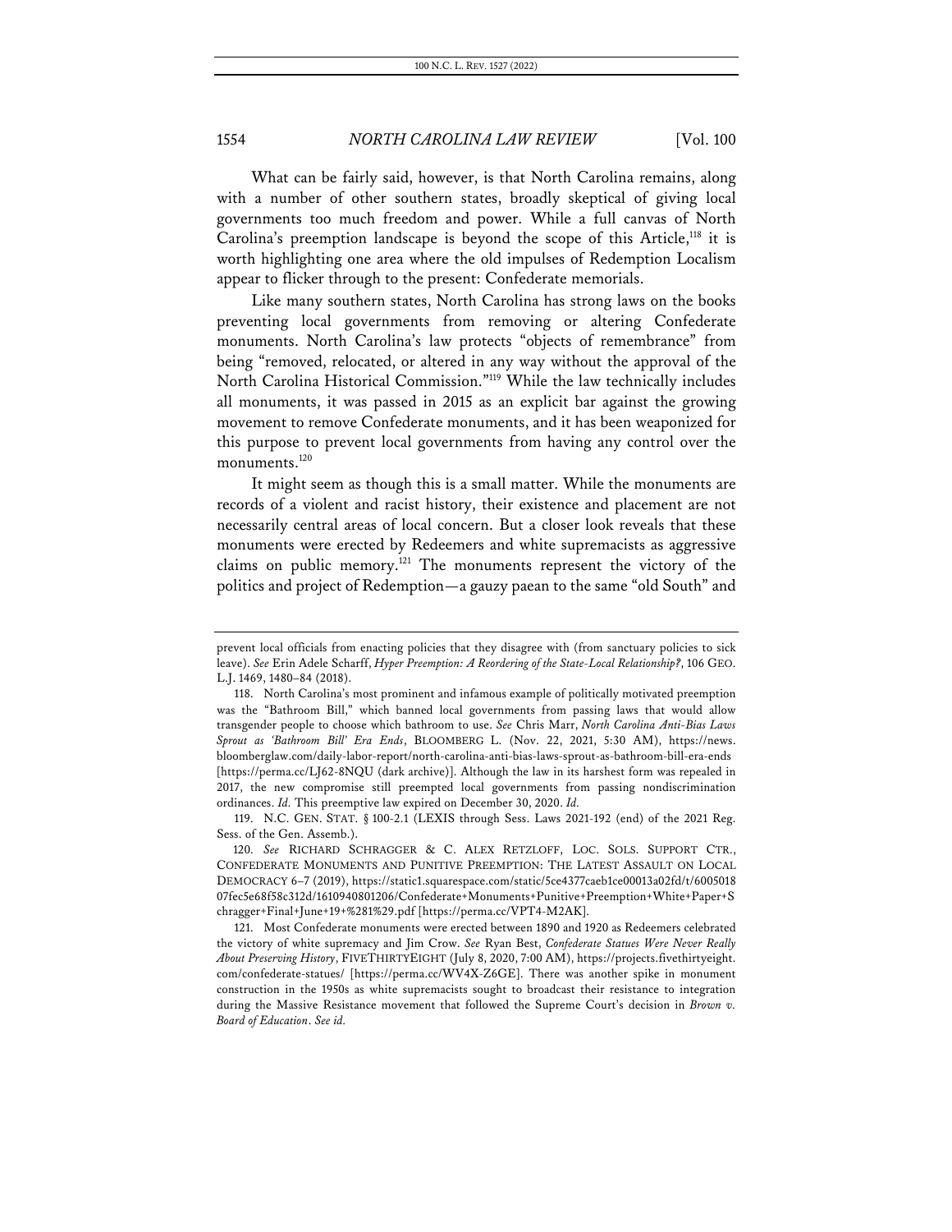What can be fairly said, however, is that North Carolina remains, along with a number of other southern states, broadly skeptical of giving local governments too much freedom and power. While a full canvas of North Carolina's preemption landscape is beyond the scope of this Article,[118] it is worth highlighting one area where the old impulses of Redemption Localism appear to flicker through to the present: Confederate memorials.

Like many southern states, North Carolina has strong laws on the books preventing local governments from removing or altering Confederate monuments. North Carolina's law protects "objects of remembrance" from being "removed, relocated, or altered in any way without the approval of the North Carolina Historical Commission."[119] While the law technically includes all monuments, it was passed in 2015 as an explicit bar against the growing movement to remove Confederate monuments, and it has been weaponized for this purpose to prevent local governments from having any control over the monuments.[120]

It might seem as though this is a small matter. While the monuments are records of a violent and racist history, their existence and placement are not necessarily central areas of local concern. But a closer look reveals that these monuments were erected by Redeemers and white supremacists as aggressive claims on public memory.[121] The monuments represent the victory of the politics and project of Redemption—a gauzy paean to the same "old South" and

---

prevent local officials from enacting policies that they disagree with (from sanctuary policies to sick leave). *See* Erin Adele Scharff, *Hyper Preemption: A Reordering of the State-Local Relationship?*, 106 GEO. L.J. 1469, 1480–84 (2018).

118. North Carolina's most prominent and infamous example of politically motivated preemption was the "Bathroom Bill," which banned local governments from passing laws that would allow transgender people to choose which bathroom to use. *See* Chris Marr, *North Carolina Anti-Bias Laws Sprout as 'Bathroom Bill' Era Ends*, BLOOMBERG L. (Nov. 22, 2021, 5:30 AM), https://news.bloomberglaw.com/daily-labor-report/north-carolina-anti-bias-laws-sprout-as-bathroom-bill-era-ends [https://perma.cc/LJ62-8NQU (dark archive)]. Although the law in its harshest form was repealed in 2017, the new compromise still preempted local governments from passing nondiscrimination ordinances. *Id.* This preemptive law expired on December 30, 2020. *Id.*

119. N.C. GEN. STAT. § 100-2.1 (LEXIS through Sess. Laws 2021-192 (end) of the 2021 Reg. Sess. of the Gen. Assemb.).

120. *See* RICHARD SCHRAGGER & C. ALEX RETZLOFF, LOC. SOLS. SUPPORT CTR., CONFEDERATE MONUMENTS AND PUNITIVE PREEMPTION: THE LATEST ASSAULT ON LOCAL DEMOCRACY 6–7 (2019), https://static1.squarespace.com/static/5ce4377caeb1ce00013a02fd/t/600501807fec5e68f58c312d/1610940801206/Confederate+Monuments+Punitive+Preemption+White+Paper+Schragger+Final+June+19+%281%29.pdf [https://perma.cc/VPT4-M2AK].

121. Most Confederate monuments were erected between 1890 and 1920 as Redeemers celebrated the victory of white supremacy and Jim Crow. *See* Ryan Best, *Confederate Statues Were Never Really About Preserving History*, FIVETHIRTYEIGHT (July 8, 2020, 7:00 AM), https://projects.fivethirtyeight.com/confederate-statues/ [https://perma.cc/WV4X-Z6GE]. There was another spike in monument construction in the 1950s as white supremacists sought to broadcast their resistance to integration during the Massive Resistance movement that followed the Supreme Court's decision in *Brown v. Board of Education*. *See id.*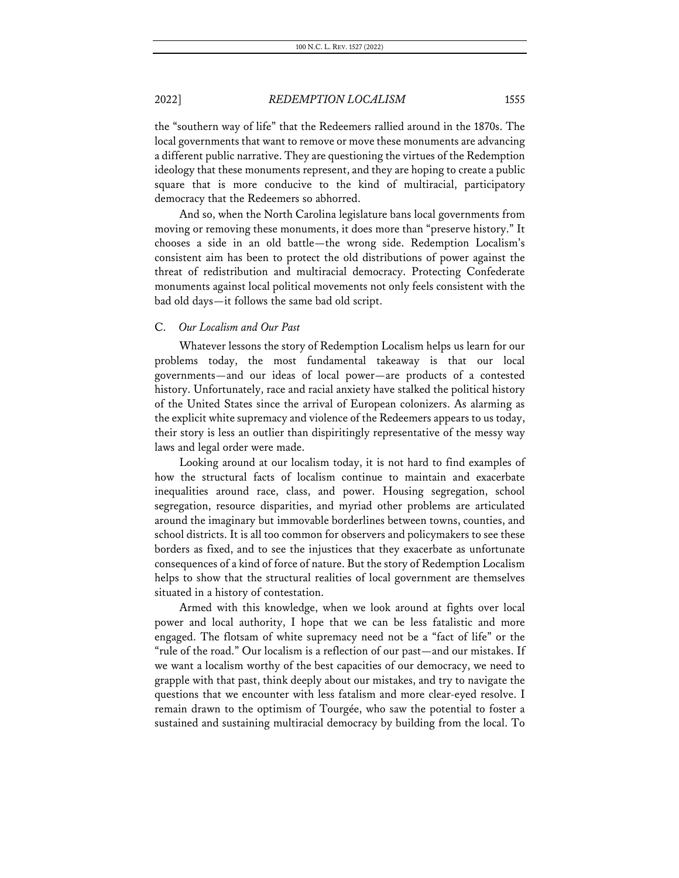the "southern way of life" that the Redeemers rallied around in the 1870s. The local governments that want to remove or move these monuments are advancing a different public narrative. They are questioning the virtues of the Redemption ideology that these monuments represent, and they are hoping to create a public square that is more conducive to the kind of multiracial, participatory democracy that the Redeemers so abhorred.

And so, when the North Carolina legislature bans local governments from moving or removing these monuments, it does more than "preserve history." It chooses a side in an old battle—the wrong side. Redemption Localism's consistent aim has been to protect the old distributions of power against the threat of redistribution and multiracial democracy. Protecting Confederate monuments against local political movements not only feels consistent with the bad old days—it follows the same bad old script.

### C. *Our Localism and Our Past*

Whatever lessons the story of Redemption Localism helps us learn for our problems today, the most fundamental takeaway is that our local governments—and our ideas of local power—are products of a contested history. Unfortunately, race and racial anxiety have stalked the political history of the United States since the arrival of European colonizers. As alarming as the explicit white supremacy and violence of the Redeemers appears to us today, their story is less an outlier than dispiritingly representative of the messy way laws and legal order were made.

Looking around at our localism today, it is not hard to find examples of how the structural facts of localism continue to maintain and exacerbate inequalities around race, class, and power. Housing segregation, school segregation, resource disparities, and myriad other problems are articulated around the imaginary but immovable borderlines between towns, counties, and school districts. It is all too common for observers and policymakers to see these borders as fixed, and to see the injustices that they exacerbate as unfortunate consequences of a kind of force of nature. But the story of Redemption Localism helps to show that the structural realities of local government are themselves situated in a history of contestation.

Armed with this knowledge, when we look around at fights over local power and local authority, I hope that we can be less fatalistic and more engaged. The flotsam of white supremacy need not be a "fact of life" or the "rule of the road." Our localism is a reflection of our past—and our mistakes. If we want a localism worthy of the best capacities of our democracy, we need to grapple with that past, think deeply about our mistakes, and try to navigate the questions that we encounter with less fatalism and more clear-eyed resolve. I remain drawn to the optimism of Tourgée, who saw the potential to foster a sustained and sustaining multiracial democracy by building from the local. To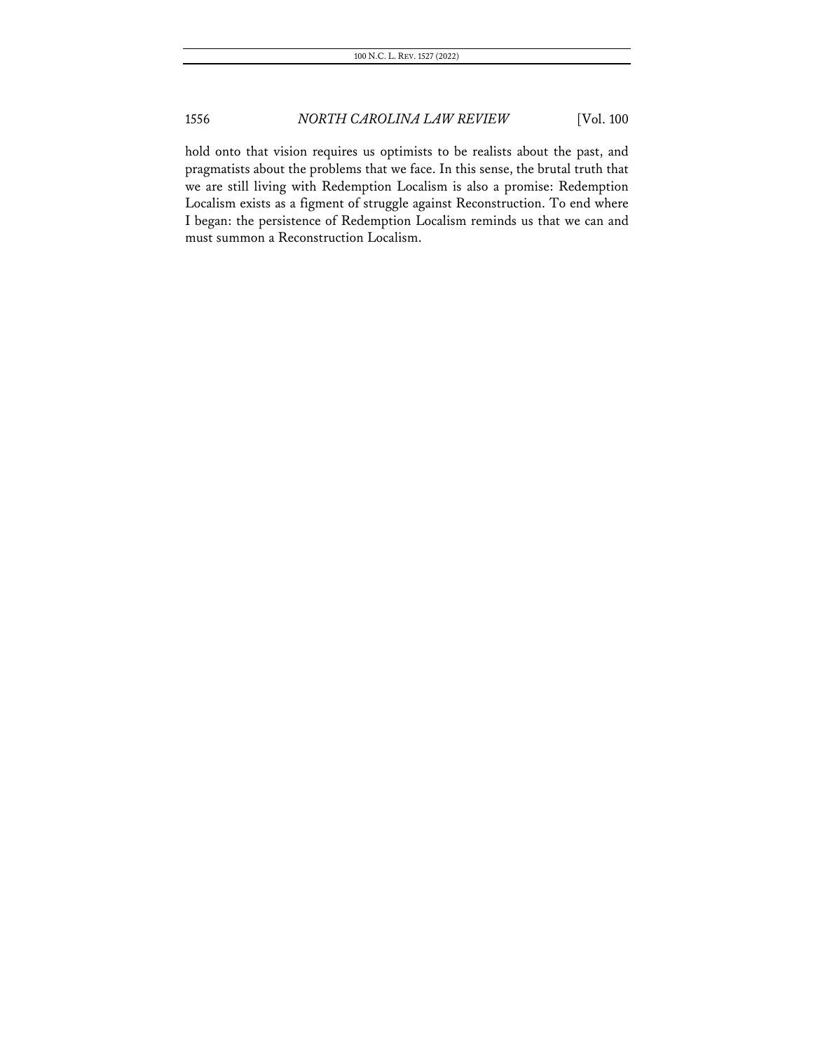hold onto that vision requires us optimists to be realists about the past, and pragmatists about the problems that we face. In this sense, the brutal truth that we are still living with Redemption Localism is also a promise: Redemption Localism exists as a figment of struggle against Reconstruction. To end where I began: the persistence of Redemption Localism reminds us that we can and must summon a Reconstruction Localism.